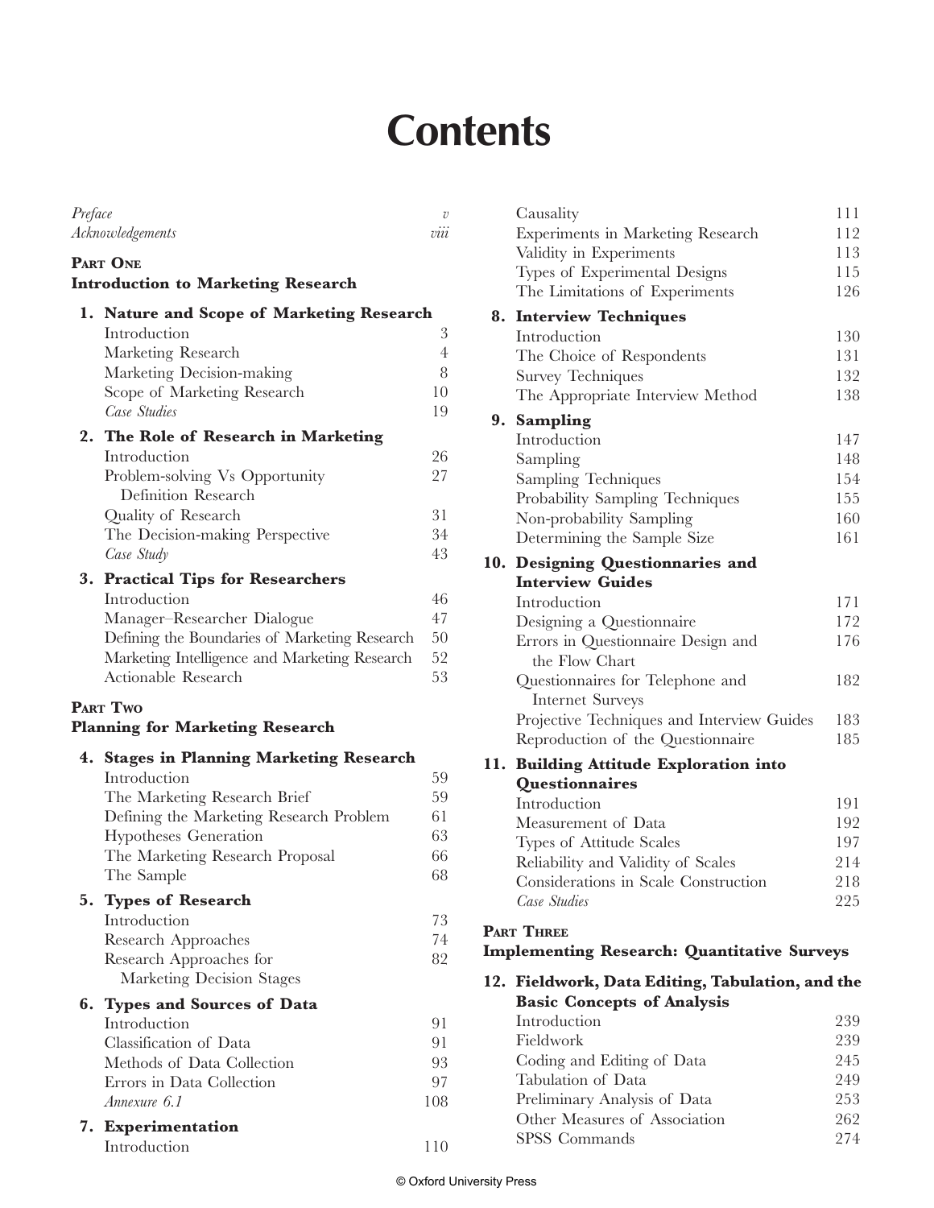# Contents

| | |
|---|---|
| *Preface* | *v* |
| *Acknowledgements* | *viii* |

**PART ONE**
**Introduction to Marketing Research**

| | |
|---|---|
| **1. Nature and Scope of Marketing Research** | |
| Introduction | 3 |
| Marketing Research | 4 |
| Marketing Decision-making | 8 |
| Scope of Marketing Research | 10 |
| *Case Studies* | 19 |
| **2. The Role of Research in Marketing** | |
| Introduction | 26 |
| Problem-solving Vs Opportunity Definition Research | 27 |
| Quality of Research | 31 |
| The Decision-making Perspective | 34 |
| *Case Study* | 43 |
| **3. Practical Tips for Researchers** | |
| Introduction | 46 |
| Manager–Researcher Dialogue | 47 |
| Defining the Boundaries of Marketing Research | 50 |
| Marketing Intelligence and Marketing Research | 52 |
| Actionable Research | 53 |

**PART TWO**
**Planning for Marketing Research**

| | |
|---|---|
| **4. Stages in Planning Marketing Research** | |
| Introduction | 59 |
| The Marketing Research Brief | 59 |
| Defining the Marketing Research Problem | 61 |
| Hypotheses Generation | 63 |
| The Marketing Research Proposal | 66 |
| The Sample | 68 |
| **5. Types of Research** | |
| Introduction | 73 |
| Research Approaches | 74 |
| Research Approaches for Marketing Decision Stages | 82 |
| **6. Types and Sources of Data** | |
| Introduction | 91 |
| Classification of Data | 91 |
| Methods of Data Collection | 93 |
| Errors in Data Collection | 97 |
| *Annexure 6.1* | 108 |
| **7. Experimentation** | |
| Introduction | 110 |
| Causality | 111 |
| Experiments in Marketing Research | 112 |
| Validity in Experiments | 113 |
| Types of Experimental Designs | 115 |
| The Limitations of Experiments | 126 |
| **8. Interview Techniques** | |
| Introduction | 130 |
| The Choice of Respondents | 131 |
| Survey Techniques | 132 |
| The Appropriate Interview Method | 138 |
| **9. Sampling** | |
| Introduction | 147 |
| Sampling | 148 |
| Sampling Techniques | 154 |
| Probability Sampling Techniques | 155 |
| Non-probability Sampling | 160 |
| Determining the Sample Size | 161 |
| **10. Designing Questionnaires and Interview Guides** | |
| Introduction | 171 |
| Designing a Questionnaire | 172 |
| Errors in Questionnaire Design and the Flow Chart | 176 |
| Questionnaires for Telephone and Internet Surveys | 182 |
| Projective Techniques and Interview Guides | 183 |
| Reproduction of the Questionnaire | 185 |
| **11. Building Attitude Exploration into Questionnaires** | |
| Introduction | 191 |
| Measurement of Data | 192 |
| Types of Attitude Scales | 197 |
| Reliability and Validity of Scales | 214 |
| Considerations in Scale Construction | 218 |
| *Case Studies* | 225 |

**PART THREE**
**Implementing Research: Quantitative Surveys**

| | |
|---|---|
| **12. Fieldwork, Data Editing, Tabulation, and the Basic Concepts of Analysis** | |
| Introduction | 239 |
| Fieldwork | 239 |
| Coding and Editing of Data | 245 |
| Tabulation of Data | 249 |
| Preliminary Analysis of Data | 253 |
| Other Measures of Association | 262 |
| SPSS Commands | 274 |

© Oxford University Press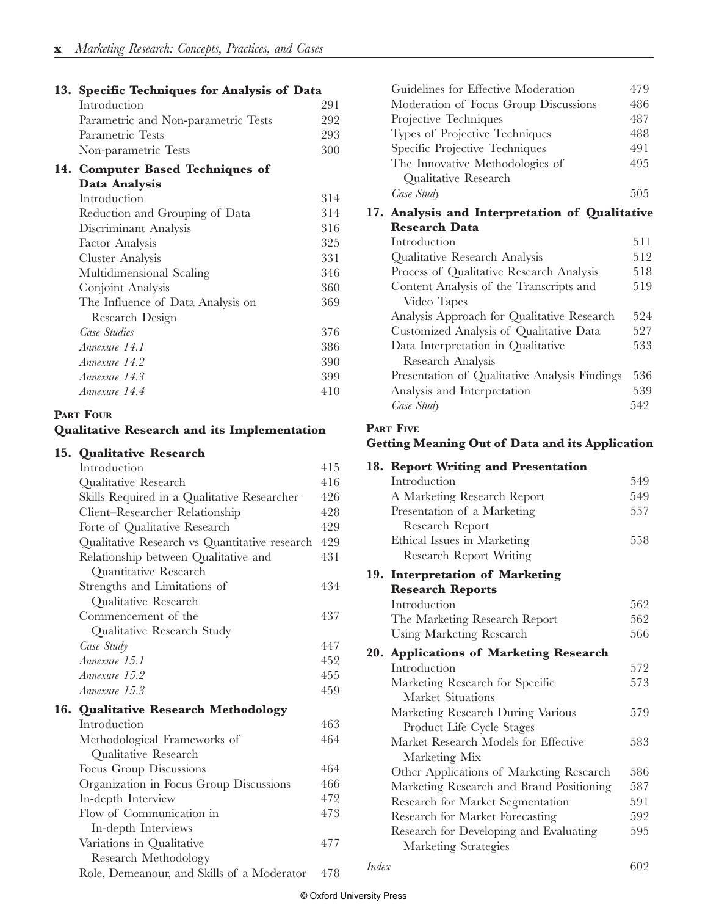**13. Specific Techniques for Analysis of Data**

| | |
|---|---|
| Introduction | 291 |
| Parametric and Non-parametric Tests | 292 |
| Parametric Tests | 293 |
| Non-parametric Tests | 300 |

**14. Computer Based Techniques of Data Analysis**

| | |
|---|---|
| Introduction | 314 |
| Reduction and Grouping of Data | 314 |
| Discriminant Analysis | 316 |
| Factor Analysis | 325 |
| Cluster Analysis | 331 |
| Multidimensional Scaling | 346 |
| Conjoint Analysis | 360 |
| The Influence of Data Analysis on Research Design | 369 |
| *Case Studies* | 376 |
| *Annexure 14.1* | 386 |
| *Annexure 14.2* | 390 |
| *Annexure 14.3* | 399 |
| *Annexure 14.4* | 410 |

## Part Four
## Qualitative Research and its Implementation

**15. Qualitative Research**

| | |
|---|---|
| Introduction | 415 |
| Qualitative Research | 416 |
| Skills Required in a Qualitative Researcher | 426 |
| Client–Researcher Relationship | 428 |
| Forte of Qualitative Research | 429 |
| Qualitative Research vs Quantitative research | 429 |
| Relationship between Qualitative and Quantitative Research | 431 |
| Strengths and Limitations of Qualitative Research | 434 |
| Commencement of the Qualitative Research Study | 437 |
| *Case Study* | 447 |
| *Annexure 15.1* | 452 |
| *Annexure 15.2* | 455 |
| *Annexure 15.3* | 459 |

**16. Qualitative Research Methodology**

| | |
|---|---|
| Introduction | 463 |
| Methodological Frameworks of Qualitative Research | 464 |
| Focus Group Discussions | 464 |
| Organization in Focus Group Discussions | 466 |
| In-depth Interview | 472 |
| Flow of Communication in In-depth Interviews | 473 |
| Variations in Qualitative Research Methodology | 477 |
| Role, Demeanour, and Skills of a Moderator | 478 |
| Guidelines for Effective Moderation | 479 |
| Moderation of Focus Group Discussions | 486 |
| Projective Techniques | 487 |
| Types of Projective Techniques | 488 |
| Specific Projective Techniques | 491 |
| The Innovative Methodologies of Qualitative Research | 495 |
| *Case Study* | 505 |

**17. Analysis and Interpretation of Qualitative Research Data**

| | |
|---|---|
| Introduction | 511 |
| Qualitative Research Analysis | 512 |
| Process of Qualitative Research Analysis | 518 |
| Content Analysis of the Transcripts and Video Tapes | 519 |
| Analysis Approach for Qualitative Research | 524 |
| Customized Analysis of Qualitative Data | 527 |
| Data Interpretation in Qualitative Research Analysis | 533 |
| Presentation of Qualitative Analysis Findings | 536 |
| Analysis and Interpretation | 539 |
| *Case Study* | 542 |

## Part Five
## Getting Meaning Out of Data and its Application

**18. Report Writing and Presentation**

| | |
|---|---|
| Introduction | 549 |
| A Marketing Research Report | 549 |
| Presentation of a Marketing Research Report | 557 |
| Ethical Issues in Marketing Research Report Writing | 558 |

**19. Interpretation of Marketing Research Reports**

| | |
|---|---|
| Introduction | 562 |
| The Marketing Research Report | 562 |
| Using Marketing Research | 566 |

**20. Applications of Marketing Research**

| | |
|---|---|
| Introduction | 572 |
| Marketing Research for Specific Market Situations | 573 |
| Marketing Research During Various Product Life Cycle Stages | 579 |
| Market Research Models for Effective Marketing Mix | 583 |
| Other Applications of Marketing Research | 586 |
| Marketing Research and Brand Positioning | 587 |
| Research for Market Segmentation | 591 |
| Research for Market Forecasting | 592 |
| Research for Developing and Evaluating Marketing Strategies | 595 |

| | |
|---|---|
| *Index* | 602 |

© Oxford University Press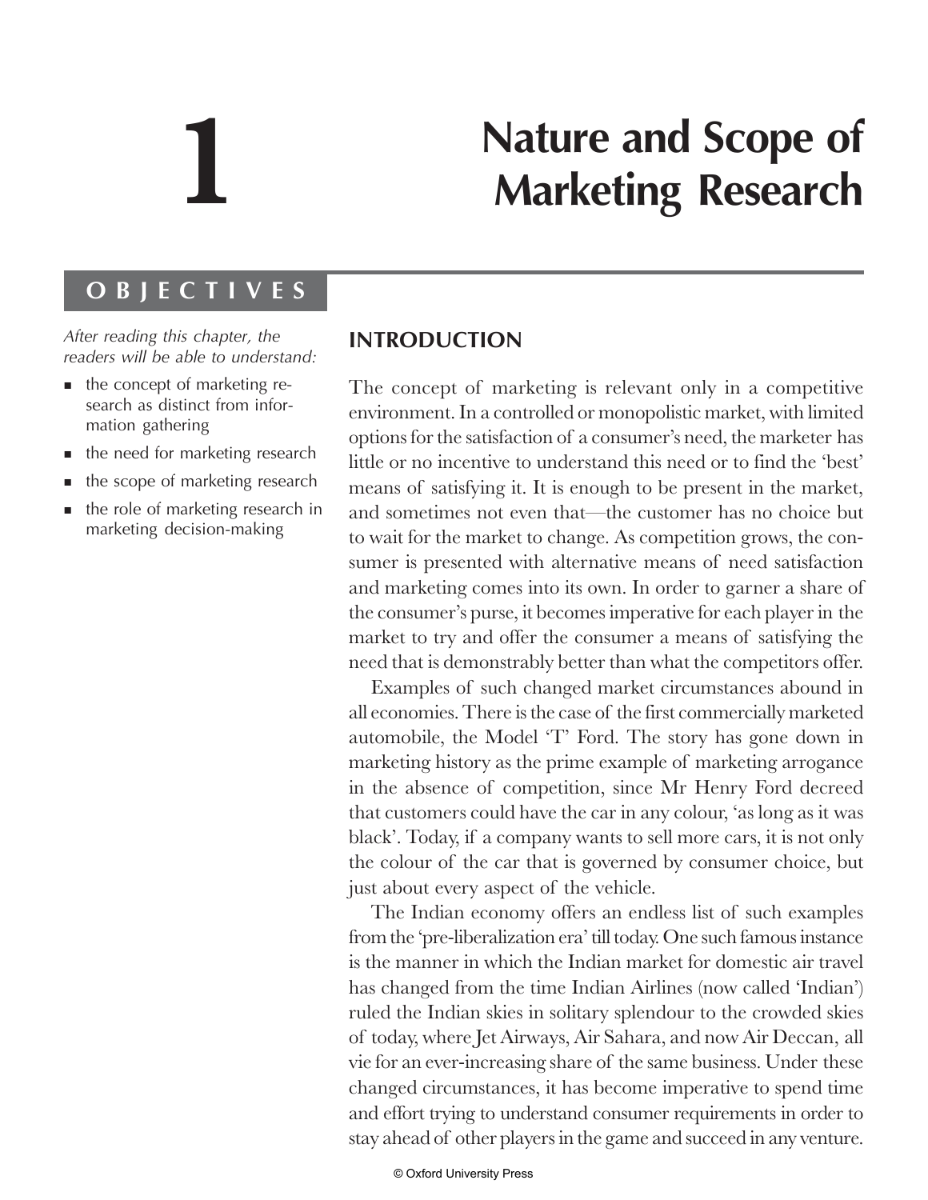# 1 Nature and Scope of Marketing Research

## OBJECTIVES

*After reading this chapter, the readers will be able to understand:*

- the concept of marketing research as distinct from information gathering
- the need for marketing research
- the scope of marketing research
- the role of marketing research in marketing decision-making

## INTRODUCTION

The concept of marketing is relevant only in a competitive environment. In a controlled or monopolistic market, with limited options for the satisfaction of a consumer's need, the marketer has little or no incentive to understand this need or to find the 'best' means of satisfying it. It is enough to be present in the market, and sometimes not even that—the customer has no choice but to wait for the market to change. As competition grows, the consumer is presented with alternative means of need satisfaction and marketing comes into its own. In order to garner a share of the consumer's purse, it becomes imperative for each player in the market to try and offer the consumer a means of satisfying the need that is demonstrably better than what the competitors offer.

Examples of such changed market circumstances abound in all economies. There is the case of the first commercially marketed automobile, the Model 'T' Ford. The story has gone down in marketing history as the prime example of marketing arrogance in the absence of competition, since Mr Henry Ford decreed that customers could have the car in any colour, 'as long as it was black'. Today, if a company wants to sell more cars, it is not only the colour of the car that is governed by consumer choice, but just about every aspect of the vehicle.

The Indian economy offers an endless list of such examples from the 'pre-liberalization era' till today. One such famous instance is the manner in which the Indian market for domestic air travel has changed from the time Indian Airlines (now called 'Indian') ruled the Indian skies in solitary splendour to the crowded skies of today, where Jet Airways, Air Sahara, and now Air Deccan, all vie for an ever-increasing share of the same business. Under these changed circumstances, it has become imperative to spend time and effort trying to understand consumer requirements in order to stay ahead of other players in the game and succeed in any venture.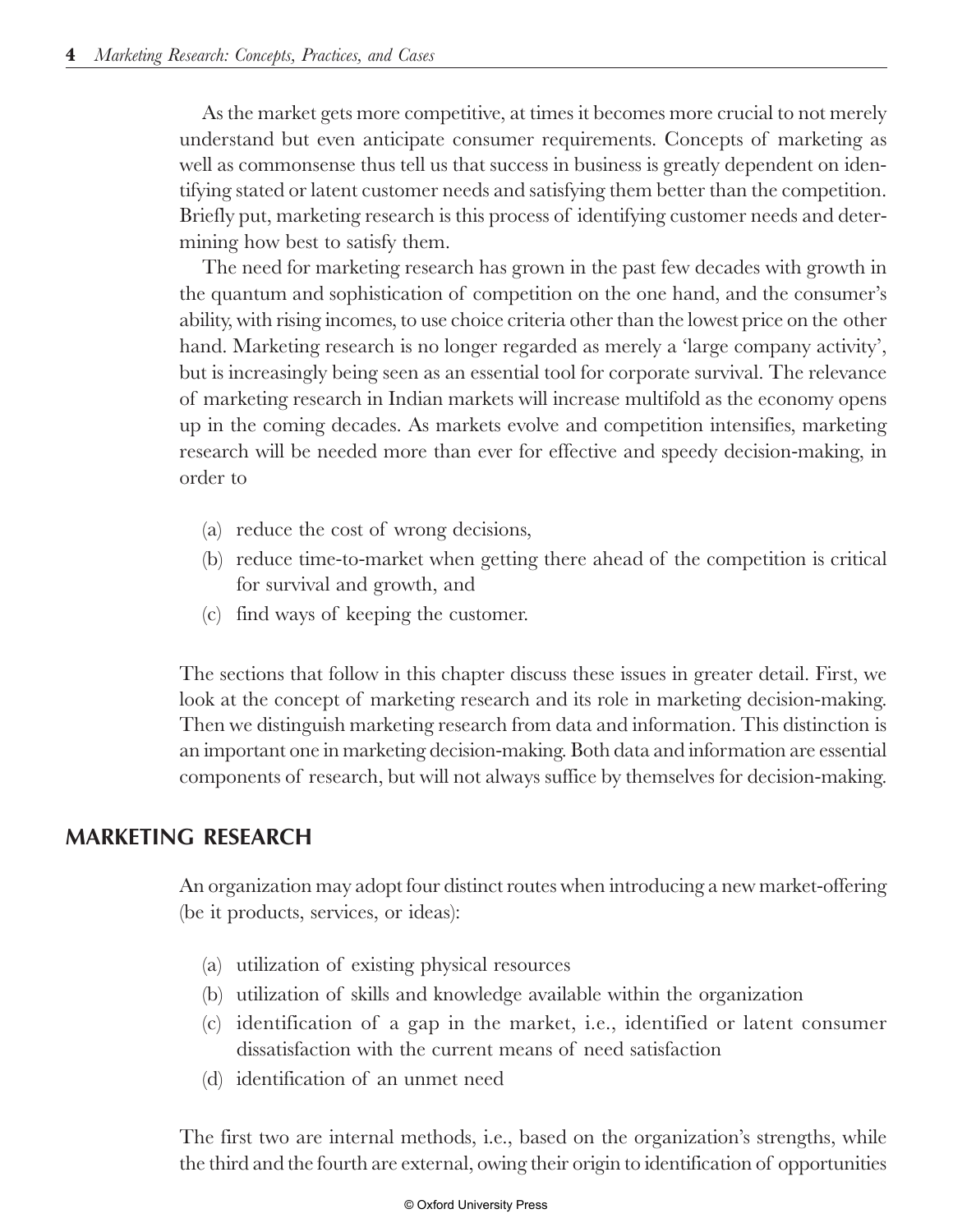As the market gets more competitive, at times it becomes more crucial to not merely understand but even anticipate consumer requirements. Concepts of marketing as well as commonsense thus tell us that success in business is greatly dependent on identifying stated or latent customer needs and satisfying them better than the competition. Briefly put, marketing research is this process of identifying customer needs and determining how best to satisfy them.

The need for marketing research has grown in the past few decades with growth in the quantum and sophistication of competition on the one hand, and the consumer's ability, with rising incomes, to use choice criteria other than the lowest price on the other hand. Marketing research is no longer regarded as merely a 'large company activity', but is increasingly being seen as an essential tool for corporate survival. The relevance of marketing research in Indian markets will increase multifold as the economy opens up in the coming decades. As markets evolve and competition intensifies, marketing research will be needed more than ever for effective and speedy decision-making, in order to

(a) reduce the cost of wrong decisions,
(b) reduce time-to-market when getting there ahead of the competition is critical for survival and growth, and
(c) find ways of keeping the customer.

The sections that follow in this chapter discuss these issues in greater detail. First, we look at the concept of marketing research and its role in marketing decision-making. Then we distinguish marketing research from data and information. This distinction is an important one in marketing decision-making. Both data and information are essential components of research, but will not always suffice by themselves for decision-making.

## MARKETING RESEARCH

An organization may adopt four distinct routes when introducing a new market-offering (be it products, services, or ideas):

(a) utilization of existing physical resources
(b) utilization of skills and knowledge available within the organization
(c) identification of a gap in the market, i.e., identified or latent consumer dissatisfaction with the current means of need satisfaction
(d) identification of an unmet need

The first two are internal methods, i.e., based on the organization's strengths, while the third and the fourth are external, owing their origin to identification of opportunities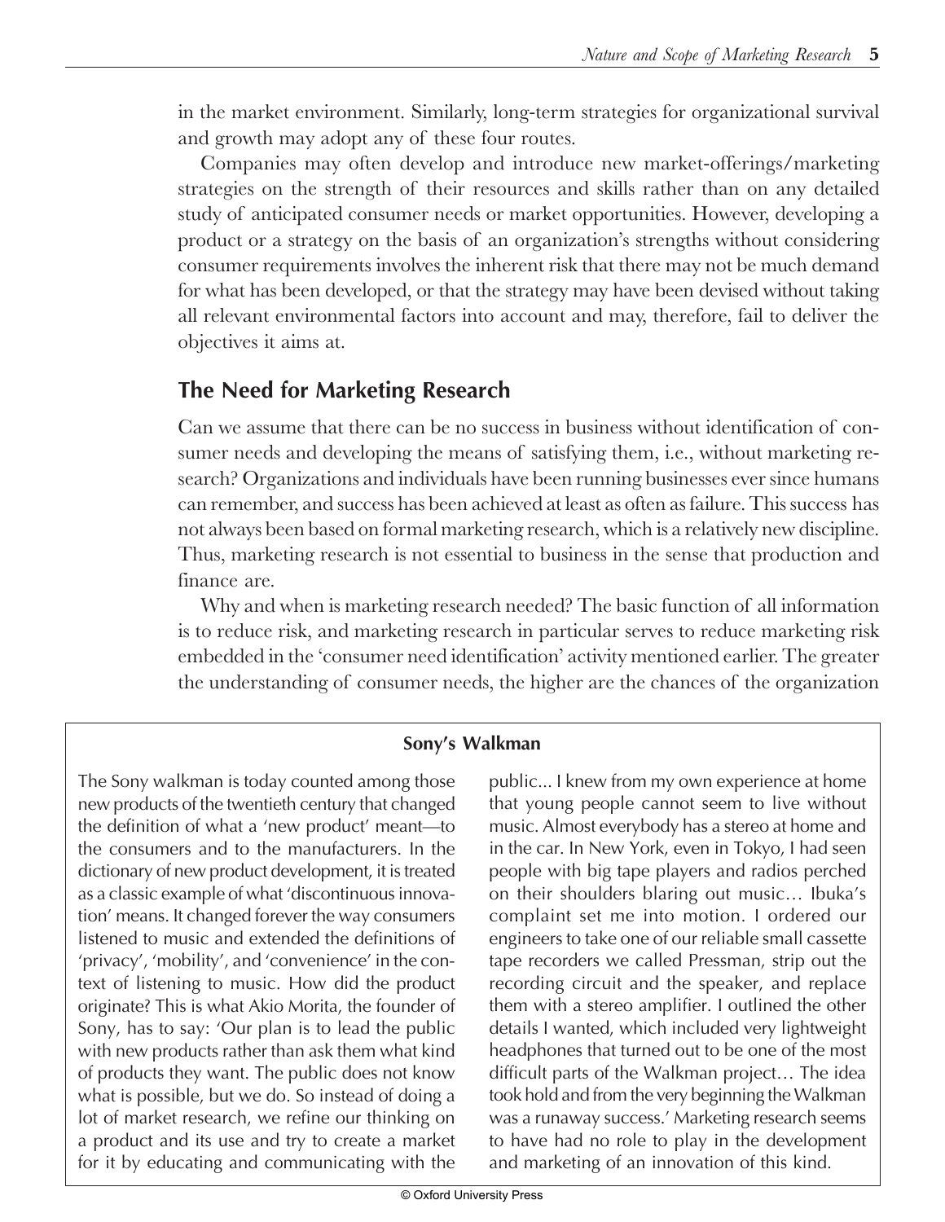in the market environment. Similarly, long-term strategies for organizational survival and growth may adopt any of these four routes.

Companies may often develop and introduce new market-offerings/marketing strategies on the strength of their resources and skills rather than on any detailed study of anticipated consumer needs or market opportunities. However, developing a product or a strategy on the basis of an organization's strengths without considering consumer requirements involves the inherent risk that there may not be much demand for what has been developed, or that the strategy may have been devised without taking all relevant environmental factors into account and may, therefore, fail to deliver the objectives it aims at.

## The Need for Marketing Research

Can we assume that there can be no success in business without identification of consumer needs and developing the means of satisfying them, i.e., without marketing research? Organizations and individuals have been running businesses ever since humans can remember, and success has been achieved at least as often as failure. This success has not always been based on formal marketing research, which is a relatively new discipline. Thus, marketing research is not essential to business in the sense that production and finance are.

Why and when is marketing research needed? The basic function of all information is to reduce risk, and marketing research in particular serves to reduce marketing risk embedded in the 'consumer need identification' activity mentioned earlier. The greater the understanding of consumer needs, the higher are the chances of the organization

### Sony's Walkman

The Sony walkman is today counted among those new products of the twentieth century that changed the definition of what a 'new product' meant—to the consumers and to the manufacturers. In the dictionary of new product development, it is treated as a classic example of what 'discontinuous innovation' means. It changed forever the way consumers listened to music and extended the definitions of 'privacy', 'mobility', and 'convenience' in the context of listening to music. How did the product originate? This is what Akio Morita, the founder of Sony, has to say: 'Our plan is to lead the public with new products rather than ask them what kind of products they want. The public does not know what is possible, but we do. So instead of doing a lot of market research, we refine our thinking on a product and its use and try to create a market for it by educating and communicating with the public... I knew from my own experience at home that young people cannot seem to live without music. Almost everybody has a stereo at home and in the car. In New York, even in Tokyo, I had seen people with big tape players and radios perched on their shoulders blaring out music… Ibuka's complaint set me into motion. I ordered our engineers to take one of our reliable small cassette tape recorders we called Pressman, strip out the recording circuit and the speaker, and replace them with a stereo amplifier. I outlined the other details I wanted, which included very lightweight headphones that turned out to be one of the most difficult parts of the Walkman project… The idea took hold and from the very beginning the Walkman was a runaway success.' Marketing research seems to have had no role to play in the development and marketing of an innovation of this kind.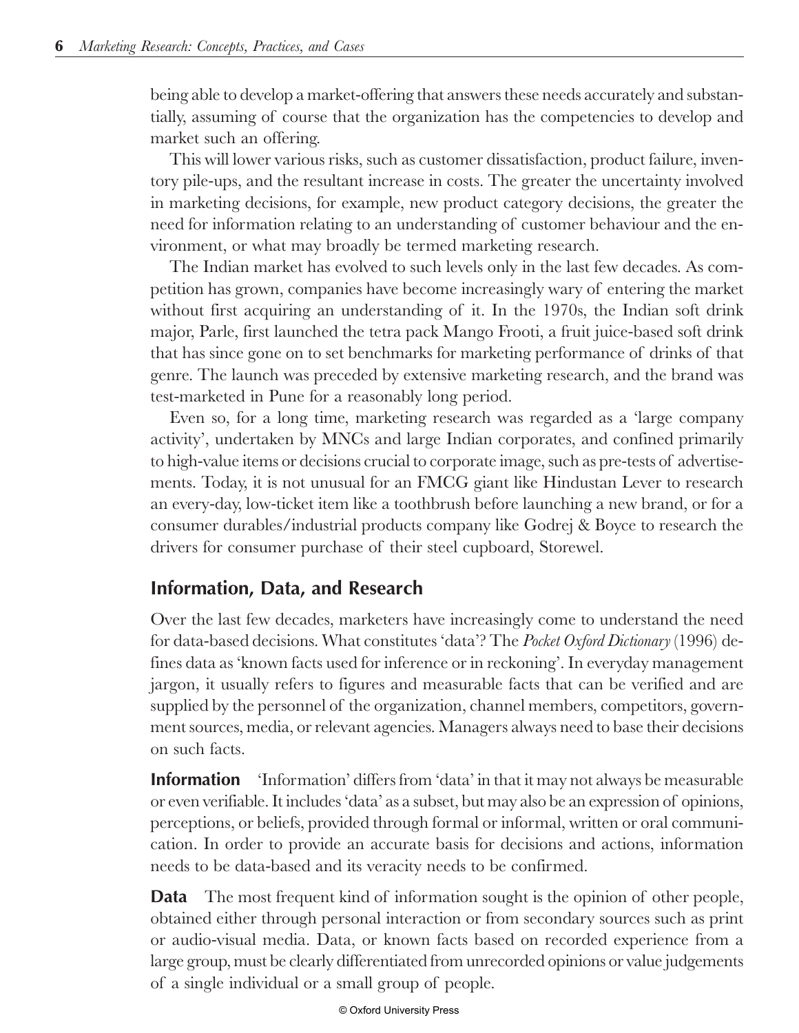being able to develop a market-offering that answers these needs accurately and substantially, assuming of course that the organization has the competencies to develop and market such an offering.

This will lower various risks, such as customer dissatisfaction, product failure, inventory pile-ups, and the resultant increase in costs. The greater the uncertainty involved in marketing decisions, for example, new product category decisions, the greater the need for information relating to an understanding of customer behaviour and the environment, or what may broadly be termed marketing research.

The Indian market has evolved to such levels only in the last few decades. As competition has grown, companies have become increasingly wary of entering the market without first acquiring an understanding of it. In the 1970s, the Indian soft drink major, Parle, first launched the tetra pack Mango Frooti, a fruit juice-based soft drink that has since gone on to set benchmarks for marketing performance of drinks of that genre. The launch was preceded by extensive marketing research, and the brand was test-marketed in Pune for a reasonably long period.

Even so, for a long time, marketing research was regarded as a 'large company activity', undertaken by MNCs and large Indian corporates, and confined primarily to high-value items or decisions crucial to corporate image, such as pre-tests of advertisements. Today, it is not unusual for an FMCG giant like Hindustan Lever to research an every-day, low-ticket item like a toothbrush before launching a new brand, or for a consumer durables/industrial products company like Godrej & Boyce to research the drivers for consumer purchase of their steel cupboard, Storewel.

## Information, Data, and Research

Over the last few decades, marketers have increasingly come to understand the need for data-based decisions. What constitutes 'data'? The *Pocket Oxford Dictionary* (1996) defines data as 'known facts used for inference or in reckoning'. In everyday management jargon, it usually refers to figures and measurable facts that can be verified and are supplied by the personnel of the organization, channel members, competitors, government sources, media, or relevant agencies. Managers always need to base their decisions on such facts.

**Information** 'Information' differs from 'data' in that it may not always be measurable or even verifiable. It includes 'data' as a subset, but may also be an expression of opinions, perceptions, or beliefs, provided through formal or informal, written or oral communication. In order to provide an accurate basis for decisions and actions, information needs to be data-based and its veracity needs to be confirmed.

**Data** The most frequent kind of information sought is the opinion of other people, obtained either through personal interaction or from secondary sources such as print or audio-visual media. Data, or known facts based on recorded experience from a large group, must be clearly differentiated from unrecorded opinions or value judgements of a single individual or a small group of people.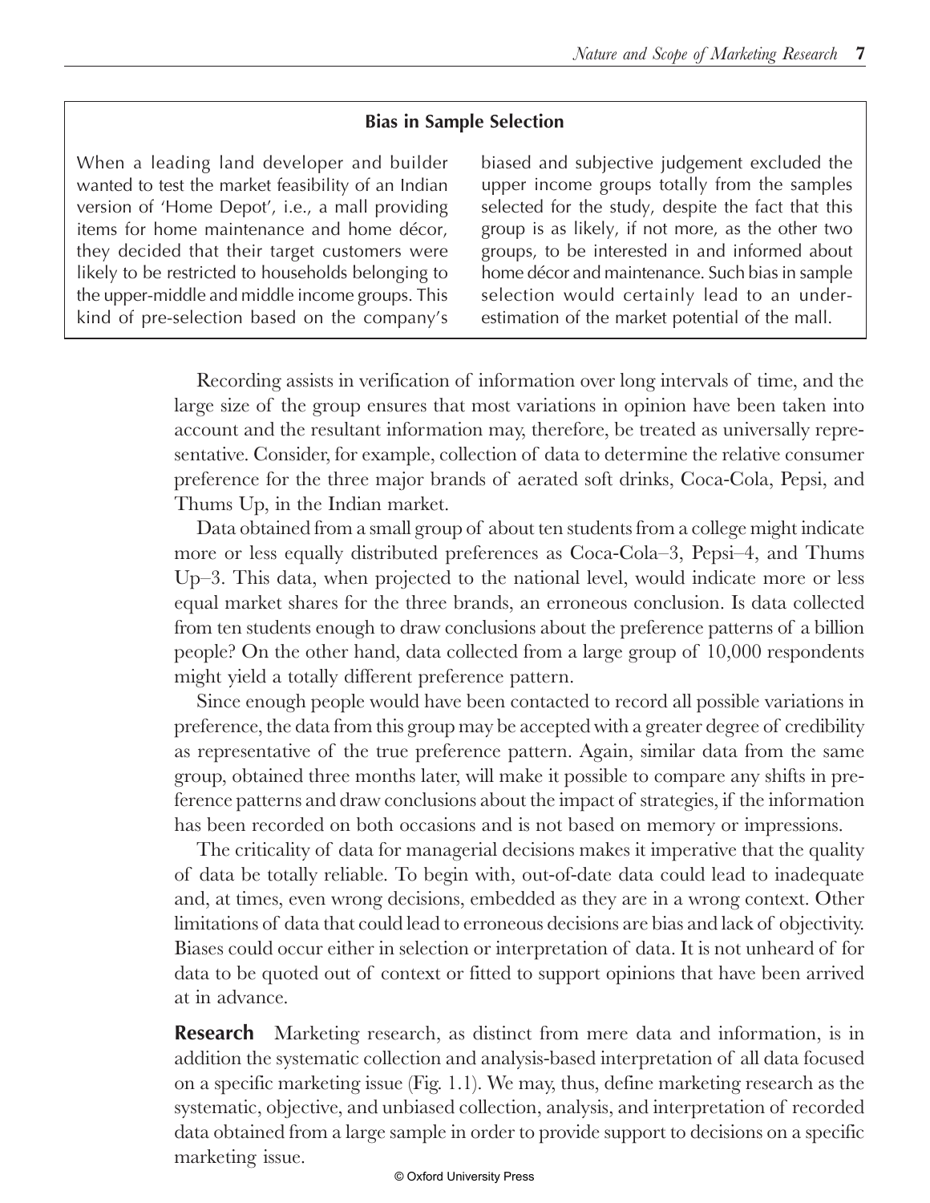### Bias in Sample Selection

When a leading land developer and builder wanted to test the market feasibility of an Indian version of 'Home Depot', i.e., a mall providing items for home maintenance and home décor, they decided that their target customers were likely to be restricted to households belonging to the upper-middle and middle income groups. This kind of pre-selection based on the company's biased and subjective judgement excluded the upper income groups totally from the samples selected for the study, despite the fact that this group is as likely, if not more, as the other two groups, to be interested in and informed about home décor and maintenance. Such bias in sample selection would certainly lead to an underestimation of the market potential of the mall.

---

Recording assists in verification of information over long intervals of time, and the large size of the group ensures that most variations in opinion have been taken into account and the resultant information may, therefore, be treated as universally representative. Consider, for example, collection of data to determine the relative consumer preference for the three major brands of aerated soft drinks, Coca-Cola, Pepsi, and Thums Up, in the Indian market.

Data obtained from a small group of about ten students from a college might indicate more or less equally distributed preferences as Coca-Cola–3, Pepsi–4, and Thums Up–3. This data, when projected to the national level, would indicate more or less equal market shares for the three brands, an erroneous conclusion. Is data collected from ten students enough to draw conclusions about the preference patterns of a billion people? On the other hand, data collected from a large group of 10,000 respondents might yield a totally different preference pattern.

Since enough people would have been contacted to record all possible variations in preference, the data from this group may be accepted with a greater degree of credibility as representative of the true preference pattern. Again, similar data from the same group, obtained three months later, will make it possible to compare any shifts in preference patterns and draw conclusions about the impact of strategies, if the information has been recorded on both occasions and is not based on memory or impressions.

The criticality of data for managerial decisions makes it imperative that the quality of data be totally reliable. To begin with, out-of-date data could lead to inadequate and, at times, even wrong decisions, embedded as they are in a wrong context. Other limitations of data that could lead to erroneous decisions are bias and lack of objectivity. Biases could occur either in selection or interpretation of data. It is not unheard of for data to be quoted out of context or fitted to support opinions that have been arrived at in advance.

**Research** Marketing research, as distinct from mere data and information, is in addition the systematic collection and analysis-based interpretation of all data focused on a specific marketing issue (Fig. 1.1). We may, thus, define marketing research as the systematic, objective, and unbiased collection, analysis, and interpretation of recorded data obtained from a large sample in order to provide support to decisions on a specific marketing issue.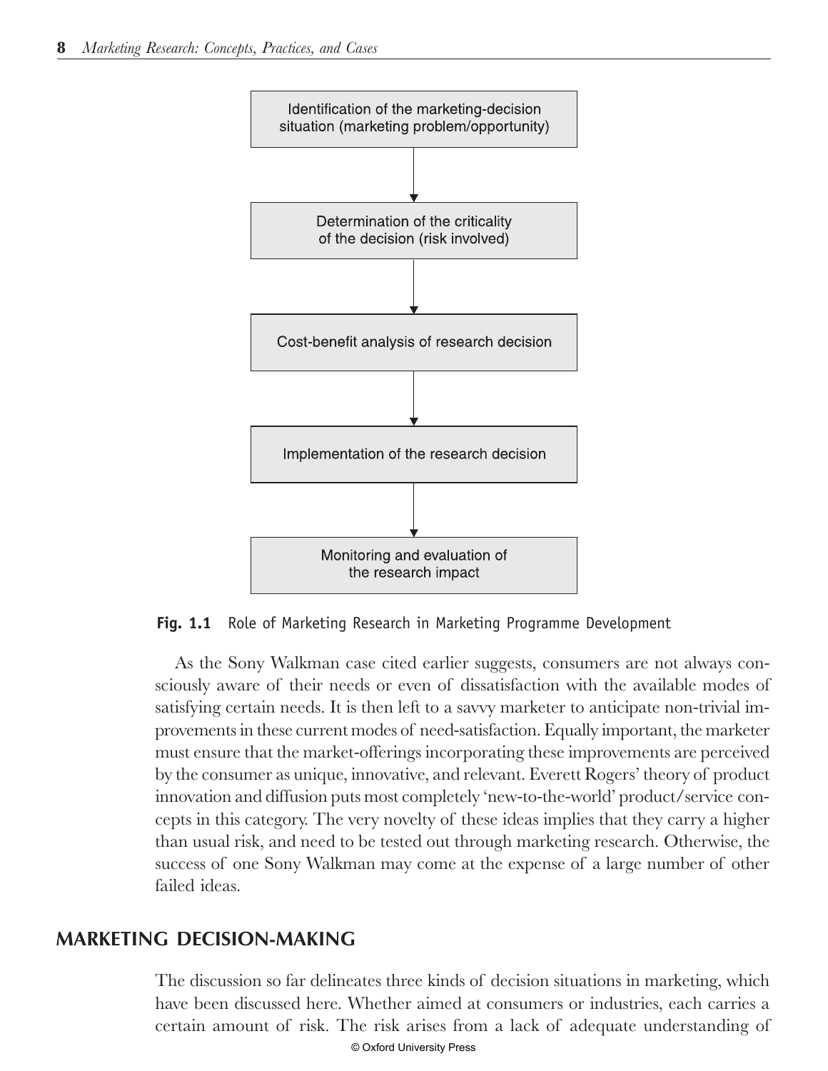Identification of the marketing-decision situation (marketing problem/opportunity)

↓

Determination of the criticality of the decision (risk involved)

↓

Cost-benefit analysis of research decision

↓

Implementation of the research decision

↓

Monitoring and evaluation of the research impact

**Fig. 1.1** Role of Marketing Research in Marketing Programme Development

As the Sony Walkman case cited earlier suggests, consumers are not always consciously aware of their needs or even of dissatisfaction with the available modes of satisfying certain needs. It is then left to a savvy marketer to anticipate non-trivial improvements in these current modes of need-satisfaction. Equally important, the marketer must ensure that the market-offerings incorporating these improvements are perceived by the consumer as unique, innovative, and relevant. Everett Rogers' theory of product innovation and diffusion puts most completely 'new-to-the-world' product/service concepts in this category. The very novelty of these ideas implies that they carry a higher than usual risk, and need to be tested out through marketing research. Otherwise, the success of one Sony Walkman may come at the expense of a large number of other failed ideas.

## MARKETING DECISION-MAKING

The discussion so far delineates three kinds of decision situations in marketing, which have been discussed here. Whether aimed at consumers or industries, each carries a certain amount of risk. The risk arises from a lack of adequate understanding of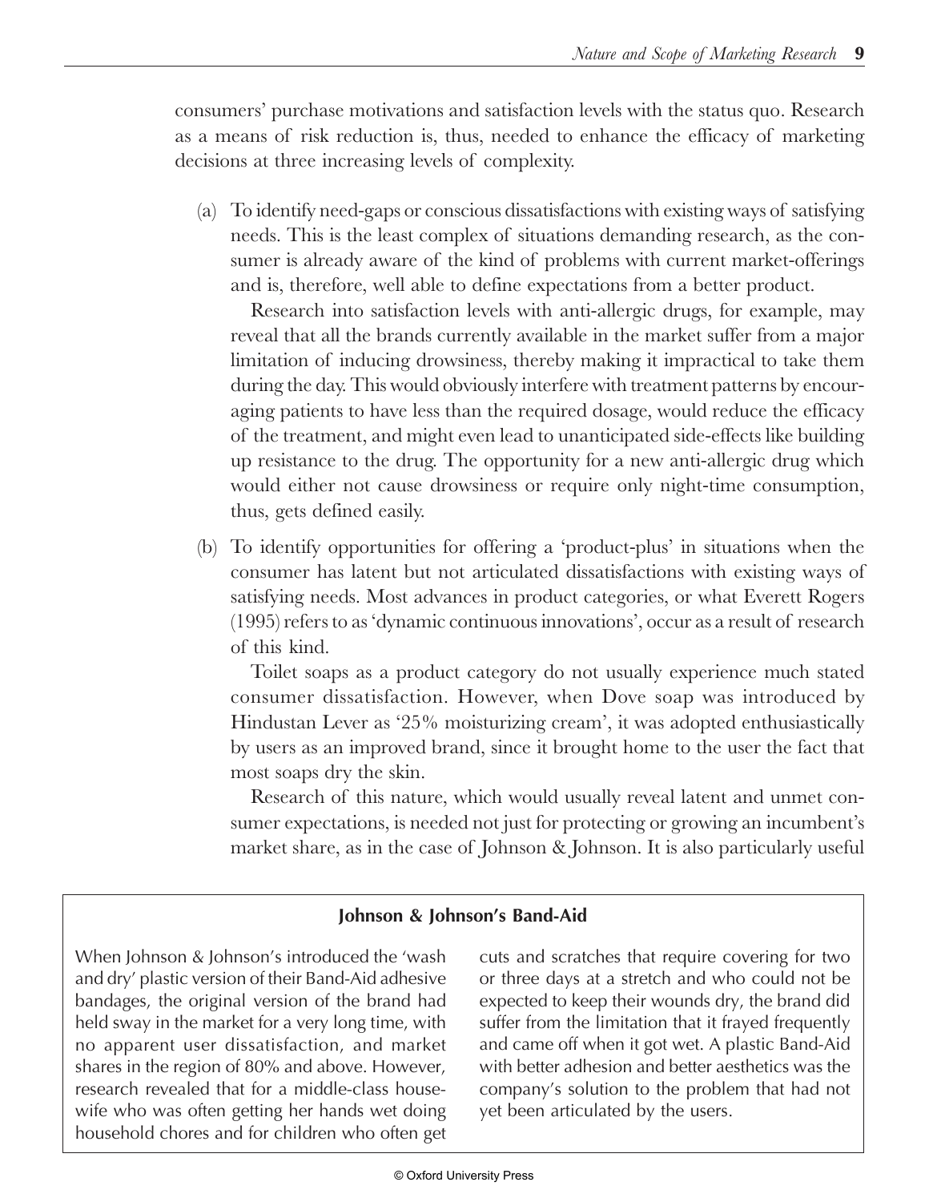consumers' purchase motivations and satisfaction levels with the status quo. Research as a means of risk reduction is, thus, needed to enhance the efficacy of marketing decisions at three increasing levels of complexity.

(a) To identify need-gaps or conscious dissatisfactions with existing ways of satisfying needs. This is the least complex of situations demanding research, as the consumer is already aware of the kind of problems with current market-offerings and is, therefore, well able to define expectations from a better product.

    Research into satisfaction levels with anti-allergic drugs, for example, may reveal that all the brands currently available in the market suffer from a major limitation of inducing drowsiness, thereby making it impractical to take them during the day. This would obviously interfere with treatment patterns by encouraging patients to have less than the required dosage, would reduce the efficacy of the treatment, and might even lead to unanticipated side-effects like building up resistance to the drug. The opportunity for a new anti-allergic drug which would either not cause drowsiness or require only night-time consumption, thus, gets defined easily.

(b) To identify opportunities for offering a 'product-plus' in situations when the consumer has latent but not articulated dissatisfactions with existing ways of satisfying needs. Most advances in product categories, or what Everett Rogers (1995) refers to as 'dynamic continuous innovations', occur as a result of research of this kind.

    Toilet soaps as a product category do not usually experience much stated consumer dissatisfaction. However, when Dove soap was introduced by Hindustan Lever as '25% moisturizing cream', it was adopted enthusiastically by users as an improved brand, since it brought home to the user the fact that most soaps dry the skin.

    Research of this nature, which would usually reveal latent and unmet consumer expectations, is needed not just for protecting or growing an incumbent's market share, as in the case of Johnson & Johnson. It is also particularly useful

**Johnson & Johnson's Band-Aid**

When Johnson & Johnson's introduced the 'wash and dry' plastic version of their Band-Aid adhesive bandages, the original version of the brand had held sway in the market for a very long time, with no apparent user dissatisfaction, and market shares in the region of 80% and above. However, research revealed that for a middle-class housewife who was often getting her hands wet doing household chores and for children who often get cuts and scratches that require covering for two or three days at a stretch and who could not be expected to keep their wounds dry, the brand did suffer from the limitation that it frayed frequently and came off when it got wet. A plastic Band-Aid with better adhesion and better aesthetics was the company's solution to the problem that had not yet been articulated by the users.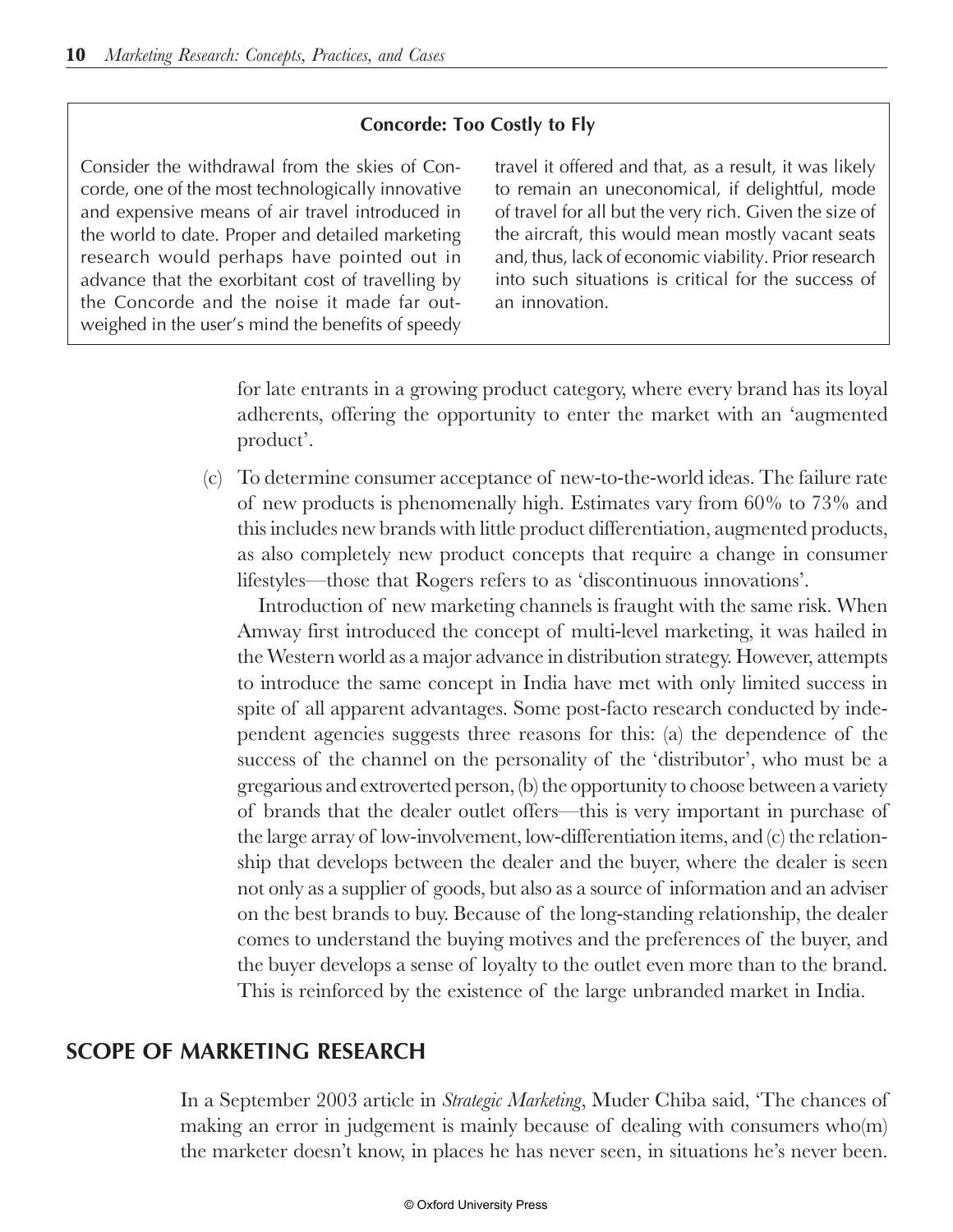**Concorde: Too Costly to Fly**

Consider the withdrawal from the skies of Concorde, one of the most technologically innovative and expensive means of air travel introduced in the world to date. Proper and detailed marketing research would perhaps have pointed out in advance that the exorbitant cost of travelling by the Concorde and the noise it made far outweighed in the user's mind the benefits of speedy travel it offered and that, as a result, it was likely to remain an uneconomical, if delightful, mode of travel for all but the very rich. Given the size of the aircraft, this would mean mostly vacant seats and, thus, lack of economic viability. Prior research into such situations is critical for the success of an innovation.

for late entrants in a growing product category, where every brand has its loyal adherents, offering the opportunity to enter the market with an 'augmented product'.

(c) To determine consumer acceptance of new-to-the-world ideas. The failure rate of new products is phenomenally high. Estimates vary from 60% to 73% and this includes new brands with little product differentiation, augmented products, as also completely new product concepts that require a change in consumer lifestyles—those that Rogers refers to as 'discontinuous innovations'.

Introduction of new marketing channels is fraught with the same risk. When Amway first introduced the concept of multi-level marketing, it was hailed in the Western world as a major advance in distribution strategy. However, attempts to introduce the same concept in India have met with only limited success in spite of all apparent advantages. Some post-facto research conducted by independent agencies suggests three reasons for this: (a) the dependence of the success of the channel on the personality of the 'distributor', who must be a gregarious and extroverted person, (b) the opportunity to choose between a variety of brands that the dealer outlet offers—this is very important in purchase of the large array of low-involvement, low-differentiation items, and (c) the relationship that develops between the dealer and the buyer, where the dealer is seen not only as a supplier of goods, but also as a source of information and an adviser on the best brands to buy. Because of the long-standing relationship, the dealer comes to understand the buying motives and the preferences of the buyer, and the buyer develops a sense of loyalty to the outlet even more than to the brand. This is reinforced by the existence of the large unbranded market in India.

## SCOPE OF MARKETING RESEARCH

In a September 2003 article in *Strategic Marketing*, Muder Chiba said, 'The chances of making an error in judgement is mainly because of dealing with consumers who(m) the marketer doesn't know, in places he has never seen, in situations he's never been.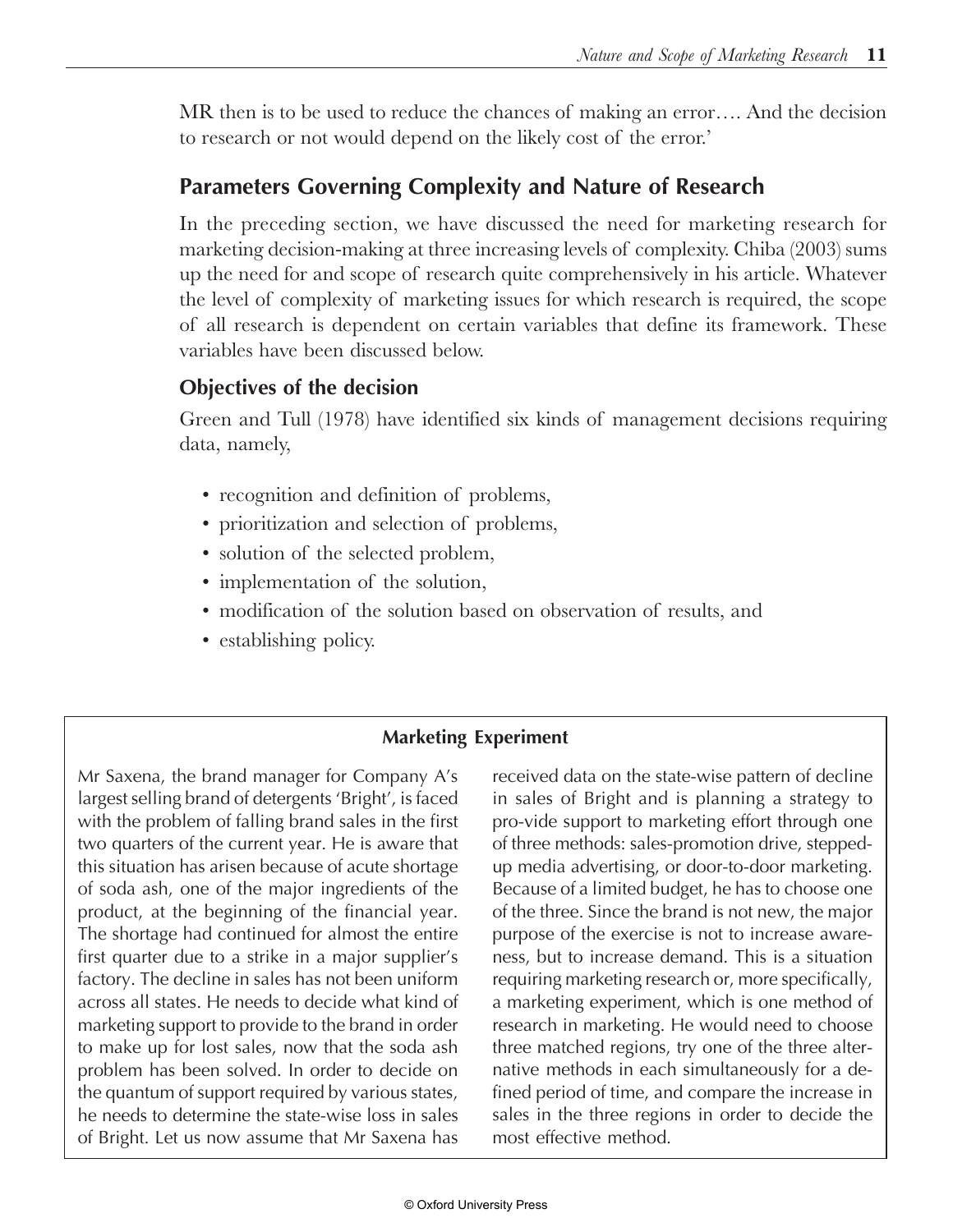MR then is to be used to reduce the chances of making an error…. And the decision to research or not would depend on the likely cost of the error.'

## Parameters Governing Complexity and Nature of Research

In the preceding section, we have discussed the need for marketing research for marketing decision-making at three increasing levels of complexity. Chiba (2003) sums up the need for and scope of research quite comprehensively in his article. Whatever the level of complexity of marketing issues for which research is required, the scope of all research is dependent on certain variables that define its framework. These variables have been discussed below.

### Objectives of the decision

Green and Tull (1978) have identified six kinds of management decisions requiring data, namely,

- recognition and definition of problems,
- prioritization and selection of problems,
- solution of the selected problem,
- implementation of the solution,
- modification of the solution based on observation of results, and
- establishing policy.

**Marketing Experiment**

Mr Saxena, the brand manager for Company A's largest selling brand of detergents 'Bright', is faced with the problem of falling brand sales in the first two quarters of the current year. He is aware that this situation has arisen because of acute shortage of soda ash, one of the major ingredients of the product, at the beginning of the financial year. The shortage had continued for almost the entire first quarter due to a strike in a major supplier's factory. The decline in sales has not been uniform across all states. He needs to decide what kind of marketing support to provide to the brand in order to make up for lost sales, now that the soda ash problem has been solved. In order to decide on the quantum of support required by various states, he needs to determine the state-wise loss in sales of Bright. Let us now assume that Mr Saxena has received data on the state-wise pattern of decline in sales of Bright and is planning a strategy to pro-vide support to marketing effort through one of three methods: sales-promotion drive, stepped-up media advertising, or door-to-door marketing. Because of a limited budget, he has to choose one of the three. Since the brand is not new, the major purpose of the exercise is not to increase awareness, but to increase demand. This is a situation requiring marketing research or, more specifically, a marketing experiment, which is one method of research in marketing. He would need to choose three matched regions, try one of the three alternative methods in each simultaneously for a defined period of time, and compare the increase in sales in the three regions in order to decide the most effective method.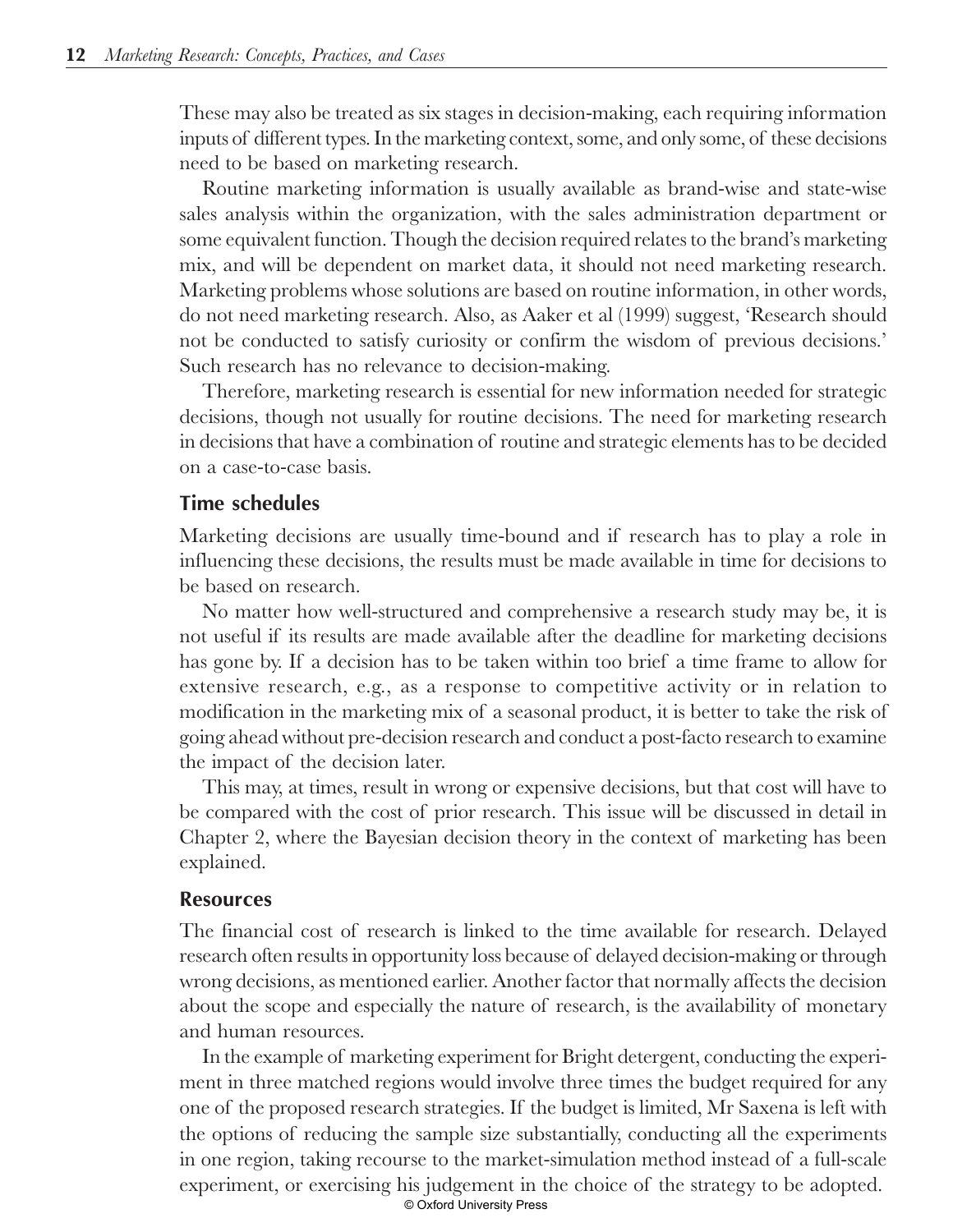These may also be treated as six stages in decision-making, each requiring information inputs of different types. In the marketing context, some, and only some, of these decisions need to be based on marketing research.

Routine marketing information is usually available as brand-wise and state-wise sales analysis within the organization, with the sales administration department or some equivalent function. Though the decision required relates to the brand's marketing mix, and will be dependent on market data, it should not need marketing research. Marketing problems whose solutions are based on routine information, in other words, do not need marketing research. Also, as Aaker et al (1999) suggest, 'Research should not be conducted to satisfy curiosity or confirm the wisdom of previous decisions.' Such research has no relevance to decision-making.

Therefore, marketing research is essential for new information needed for strategic decisions, though not usually for routine decisions. The need for marketing research in decisions that have a combination of routine and strategic elements has to be decided on a case-to-case basis.

## Time schedules

Marketing decisions are usually time-bound and if research has to play a role in influencing these decisions, the results must be made available in time for decisions to be based on research.

No matter how well-structured and comprehensive a research study may be, it is not useful if its results are made available after the deadline for marketing decisions has gone by. If a decision has to be taken within too brief a time frame to allow for extensive research, e.g., as a response to competitive activity or in relation to modification in the marketing mix of a seasonal product, it is better to take the risk of going ahead without pre-decision research and conduct a post-facto research to examine the impact of the decision later.

This may, at times, result in wrong or expensive decisions, but that cost will have to be compared with the cost of prior research. This issue will be discussed in detail in Chapter 2, where the Bayesian decision theory in the context of marketing has been explained.

## Resources

The financial cost of research is linked to the time available for research. Delayed research often results in opportunity loss because of delayed decision-making or through wrong decisions, as mentioned earlier. Another factor that normally affects the decision about the scope and especially the nature of research, is the availability of monetary and human resources.

In the example of marketing experiment for Bright detergent, conducting the experiment in three matched regions would involve three times the budget required for any one of the proposed research strategies. If the budget is limited, Mr Saxena is left with the options of reducing the sample size substantially, conducting all the experiments in one region, taking recourse to the market-simulation method instead of a full-scale experiment, or exercising his judgement in the choice of the strategy to be adopted.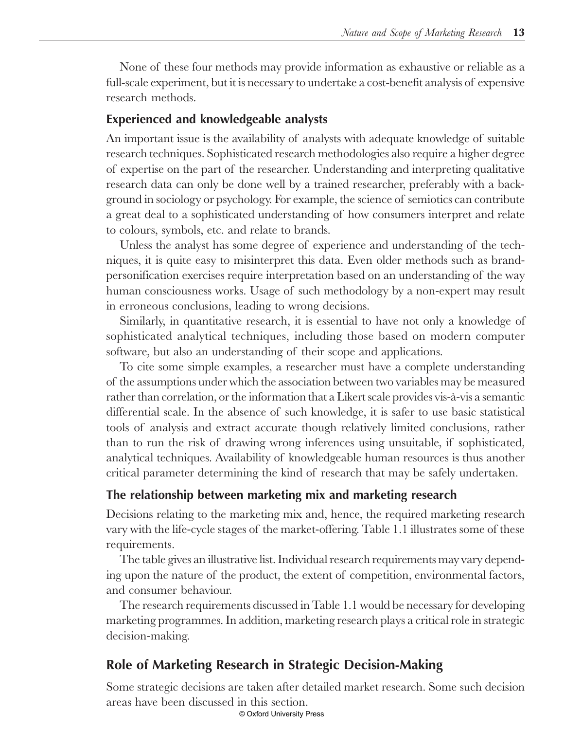None of these four methods may provide information as exhaustive or reliable as a full-scale experiment, but it is necessary to undertake a cost-benefit analysis of expensive research methods.

### Experienced and knowledgeable analysts

An important issue is the availability of analysts with adequate knowledge of suitable research techniques. Sophisticated research methodologies also require a higher degree of expertise on the part of the researcher. Understanding and interpreting qualitative research data can only be done well by a trained researcher, preferably with a background in sociology or psychology. For example, the science of semiotics can contribute a great deal to a sophisticated understanding of how consumers interpret and relate to colours, symbols, etc. and relate to brands.

Unless the analyst has some degree of experience and understanding of the techniques, it is quite easy to misinterpret this data. Even older methods such as brand-personification exercises require interpretation based on an understanding of the way human consciousness works. Usage of such methodology by a non-expert may result in erroneous conclusions, leading to wrong decisions.

Similarly, in quantitative research, it is essential to have not only a knowledge of sophisticated analytical techniques, including those based on modern computer software, but also an understanding of their scope and applications.

To cite some simple examples, a researcher must have a complete understanding of the assumptions under which the association between two variables may be measured rather than correlation, or the information that a Likert scale provides vis-à-vis a semantic differential scale. In the absence of such knowledge, it is safer to use basic statistical tools of analysis and extract accurate though relatively limited conclusions, rather than to run the risk of drawing wrong inferences using unsuitable, if sophisticated, analytical techniques. Availability of knowledgeable human resources is thus another critical parameter determining the kind of research that may be safely undertaken.

### The relationship between marketing mix and marketing research

Decisions relating to the marketing mix and, hence, the required marketing research vary with the life-cycle stages of the market-offering. Table 1.1 illustrates some of these requirements.

The table gives an illustrative list. Individual research requirements may vary depending upon the nature of the product, the extent of competition, environmental factors, and consumer behaviour.

The research requirements discussed in Table 1.1 would be necessary for developing marketing programmes. In addition, marketing research plays a critical role in strategic decision-making.

## Role of Marketing Research in Strategic Decision-Making

Some strategic decisions are taken after detailed market research. Some such decision areas have been discussed in this section.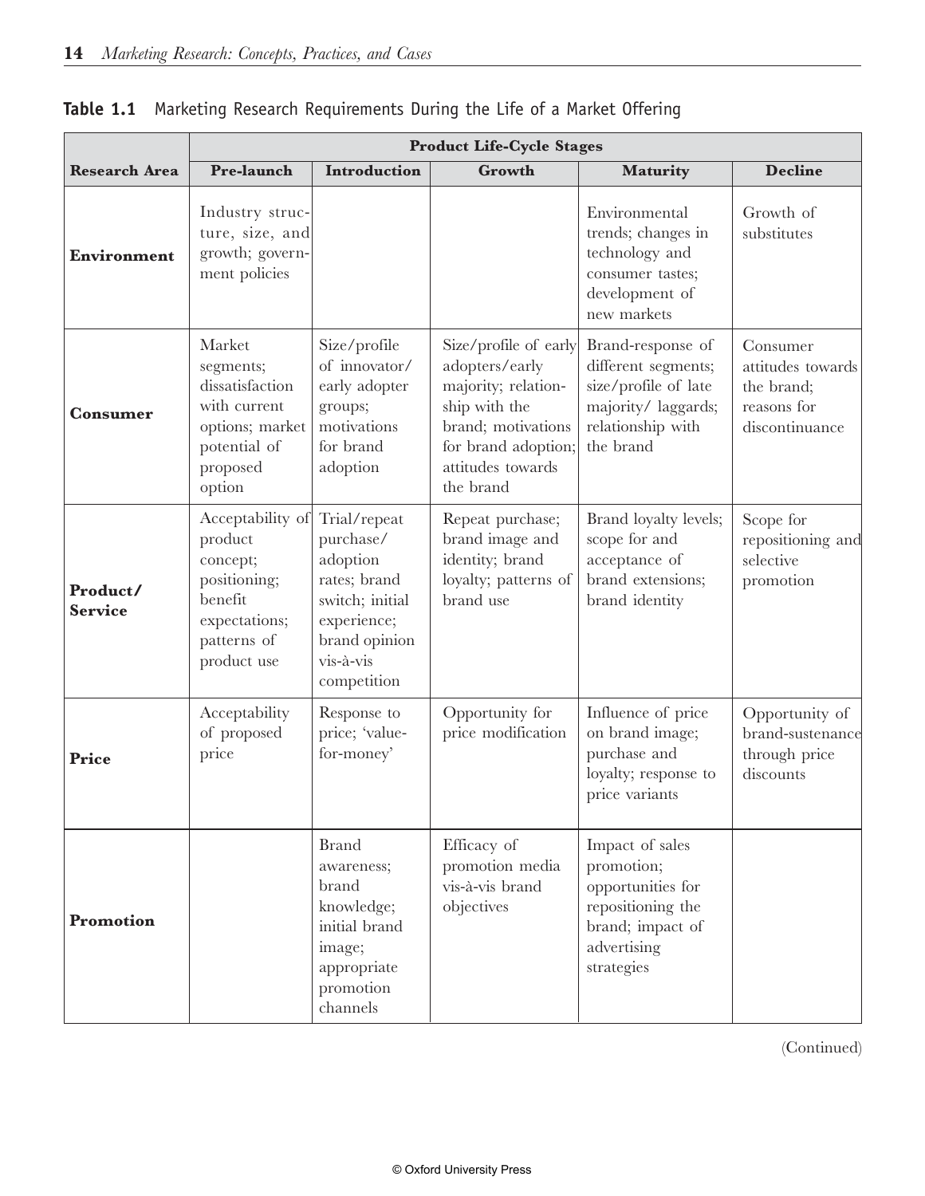**Table 1.1** Marketing Research Requirements During the Life of a Market Offering

| | Product Life-Cycle Stages | | | | |
|---|---|---|---|---|---|
| **Research Area** | **Pre-launch** | **Introduction** | **Growth** | **Maturity** | **Decline** |
| **Environment** | Industry structure, size, and growth; government policies | | | Environmental trends; changes in technology and consumer tastes; development of new markets | Growth of substitutes |
| **Consumer** | Market segments; dissatisfaction with current options; market potential of proposed option | Size/profile of innovator/ early adopter groups; motivations for brand adoption | Size/profile of early adopters/early majority; relationship with the brand; motivations for brand adoption; attitudes towards the brand | Brand-response of different segments; size/profile of late majority/ laggards; relationship with the brand | Consumer attitudes towards the brand; reasons for discontinuance |
| **Product/ Service** | Acceptability of product concept; positioning; benefit expectations; patterns of product use | Trial/repeat purchase/ adoption rates; brand switch; initial experience; brand opinion vis-à-vis competition | Repeat purchase; brand image and identity; brand loyalty; patterns of brand use | Brand loyalty levels; scope for and acceptance of brand extensions; brand identity | Scope for repositioning and selective promotion |
| **Price** | Acceptability of proposed price | Response to price; 'value-for-money' | Opportunity for price modification | Influence of price on brand image; purchase and loyalty; response to price variants | Opportunity of brand-sustenance through price discounts |
| **Promotion** | | Brand awareness; brand knowledge; initial brand image; appropriate promotion channels | Efficacy of promotion media vis-à-vis brand objectives | Impact of sales promotion; opportunities for repositioning the brand; impact of advertising strategies | |

(Continued)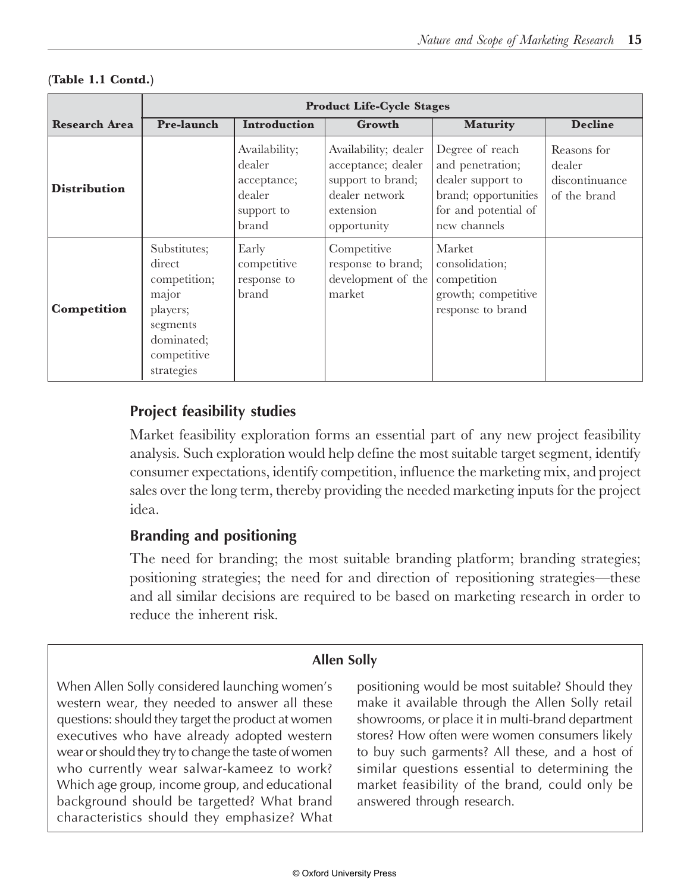(**Table 1.1 Contd.**)

| Research Area | Product Life-Cycle Stages | | | | |
|---|---|---|---|---|---|
| | **Pre-launch** | **Introduction** | **Growth** | **Maturity** | **Decline** |
| **Distribution** | | Availability; dealer acceptance; dealer support to brand | Availability; dealer acceptance; dealer support to brand; dealer network extension opportunity | Degree of reach and penetration; dealer support to brand; opportunities for and potential of new channels | Reasons for dealer discontinuance of the brand |
| **Competition** | Substitutes; direct competition; major players; segments dominated; competitive strategies | Early competitive response to brand | Competitive response to brand; development of the market | Market consolidation; competition growth; competitive response to brand | |

### Project feasibility studies

Market feasibility exploration forms an essential part of any new project feasibility analysis. Such exploration would help define the most suitable target segment, identify consumer expectations, identify competition, influence the marketing mix, and project sales over the long term, thereby providing the needed marketing inputs for the project idea.

### Branding and positioning

The need for branding; the most suitable branding platform; branding strategies; positioning strategies; the need for and direction of repositioning strategies—these and all similar decisions are required to be based on marketing research in order to reduce the inherent risk.

> **Allen Solly**
>
> When Allen Solly considered launching women's western wear, they needed to answer all these questions: should they target the product at women executives who have already adopted western wear or should they try to change the taste of women who currently wear salwar-kameez to work? Which age group, income group, and educational background should be targetted? What brand characteristics should they emphasize? What positioning would be most suitable? Should they make it available through the Allen Solly retail showrooms, or place it in multi-brand department stores? How often were women consumers likely to buy such garments? All these, and a host of similar questions essential to determining the market feasibility of the brand, could only be answered through research.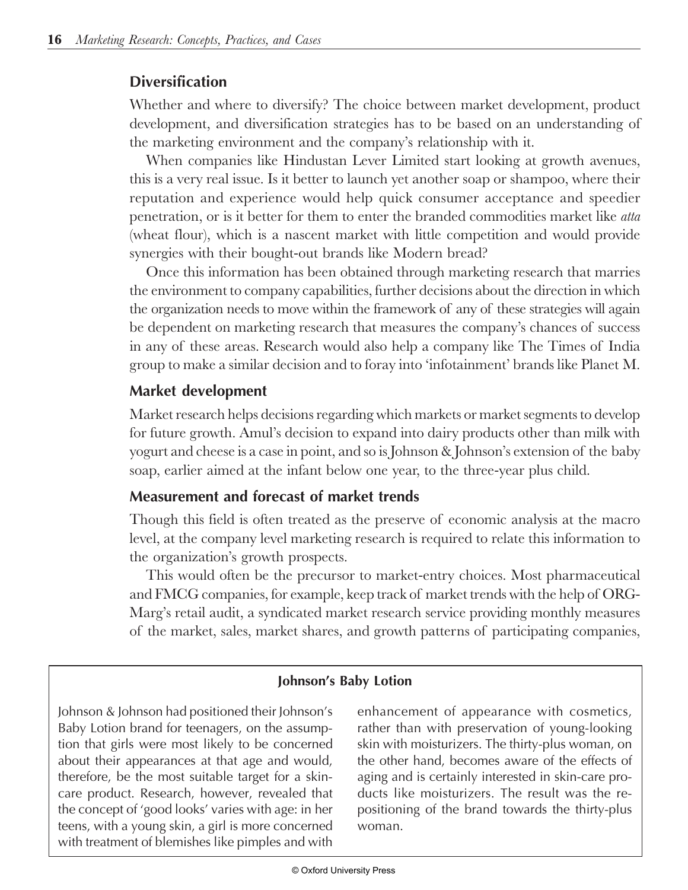### Diversification

Whether and where to diversify? The choice between market development, product development, and diversification strategies has to be based on an understanding of the marketing environment and the company's relationship with it.

When companies like Hindustan Lever Limited start looking at growth avenues, this is a very real issue. Is it better to launch yet another soap or shampoo, where their reputation and experience would help quick consumer acceptance and speedier penetration, or is it better for them to enter the branded commodities market like *atta* (wheat flour), which is a nascent market with little competition and would provide synergies with their bought-out brands like Modern bread?

Once this information has been obtained through marketing research that marries the environment to company capabilities, further decisions about the direction in which the organization needs to move within the framework of any of these strategies will again be dependent on marketing research that measures the company's chances of success in any of these areas. Research would also help a company like The Times of India group to make a similar decision and to foray into 'infotainment' brands like Planet M.

### Market development

Market research helps decisions regarding which markets or market segments to develop for future growth. Amul's decision to expand into dairy products other than milk with yogurt and cheese is a case in point, and so is Johnson & Johnson's extension of the baby soap, earlier aimed at the infant below one year, to the three-year plus child.

### Measurement and forecast of market trends

Though this field is often treated as the preserve of economic analysis at the macro level, at the company level marketing research is required to relate this information to the organization's growth prospects.

This would often be the precursor to market-entry choices. Most pharmaceutical and FMCG companies, for example, keep track of market trends with the help of ORG-Marg's retail audit, a syndicated market research service providing monthly measures of the market, sales, market shares, and growth patterns of participating companies,

---

**Johnson's Baby Lotion**

Johnson & Johnson had positioned their Johnson's Baby Lotion brand for teenagers, on the assumption that girls were most likely to be concerned about their appearances at that age and would, therefore, be the most suitable target for a skin-care product. Research, however, revealed that the concept of 'good looks' varies with age: in her teens, with a young skin, a girl is more concerned with treatment of blemishes like pimples and with enhancement of appearance with cosmetics, rather than with preservation of young-looking skin with moisturizers. The thirty-plus woman, on the other hand, becomes aware of the effects of aging and is certainly interested in skin-care products like moisturizers. The result was the repositioning of the brand towards the thirty-plus woman.

---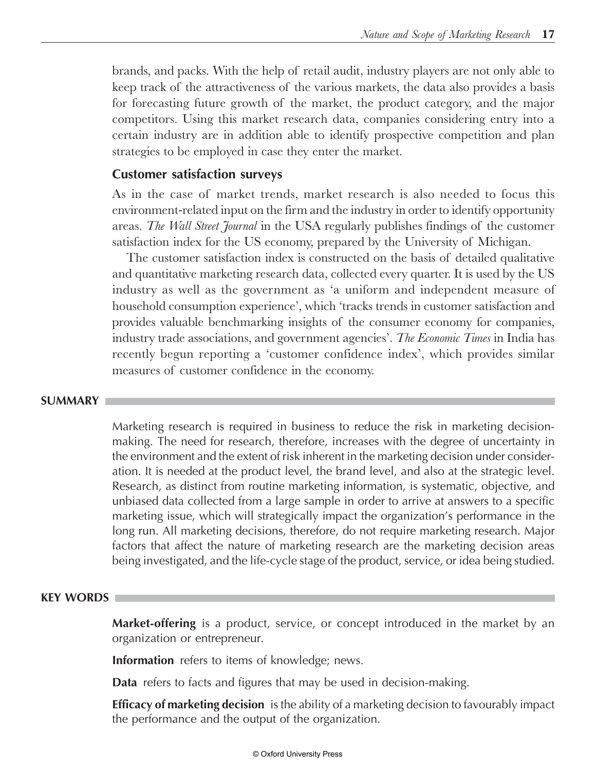brands, and packs. With the help of retail audit, industry players are not only able to keep track of the attractiveness of the various markets, the data also provides a basis for forecasting future growth of the market, the product category, and the major competitors. Using this market research data, companies considering entry into a certain industry are in addition able to identify prospective competition and plan strategies to be employed in case they enter the market.

### Customer satisfaction surveys

As in the case of market trends, market research is also needed to focus this environment-related input on the firm and the industry in order to identify opportunity areas. *The Wall Street Journal* in the USA regularly publishes findings of the customer satisfaction index for the US economy, prepared by the University of Michigan.

The customer satisfaction index is constructed on the basis of detailed qualitative and quantitative marketing research data, collected every quarter. It is used by the US industry as well as the government as 'a uniform and independent measure of household consumption experience', which 'tracks trends in customer satisfaction and provides valuable benchmarking insights of the consumer economy for companies, industry trade associations, and government agencies'. *The Economic Times* in India has recently begun reporting a 'customer confidence index', which provides similar measures of customer confidence in the economy.

## SUMMARY

Marketing research is required in business to reduce the risk in marketing decision-making. The need for research, therefore, increases with the degree of uncertainty in the environment and the extent of risk inherent in the marketing decision under consideration. It is needed at the product level, the brand level, and also at the strategic level. Research, as distinct from routine marketing information, is systematic, objective, and unbiased data collected from a large sample in order to arrive at answers to a specific marketing issue, which will strategically impact the organization's performance in the long run. All marketing decisions, therefore, do not require marketing research. Major factors that affect the nature of marketing research are the marketing decision areas being investigated, and the life-cycle stage of the product, service, or idea being studied.

## KEY WORDS

**Market-offering** is a product, service, or concept introduced in the market by an organization or entrepreneur.

**Information** refers to items of knowledge; news.

**Data** refers to facts and figures that may be used in decision-making.

**Efficacy of marketing decision** is the ability of a marketing decision to favourably impact the performance and the output of the organization.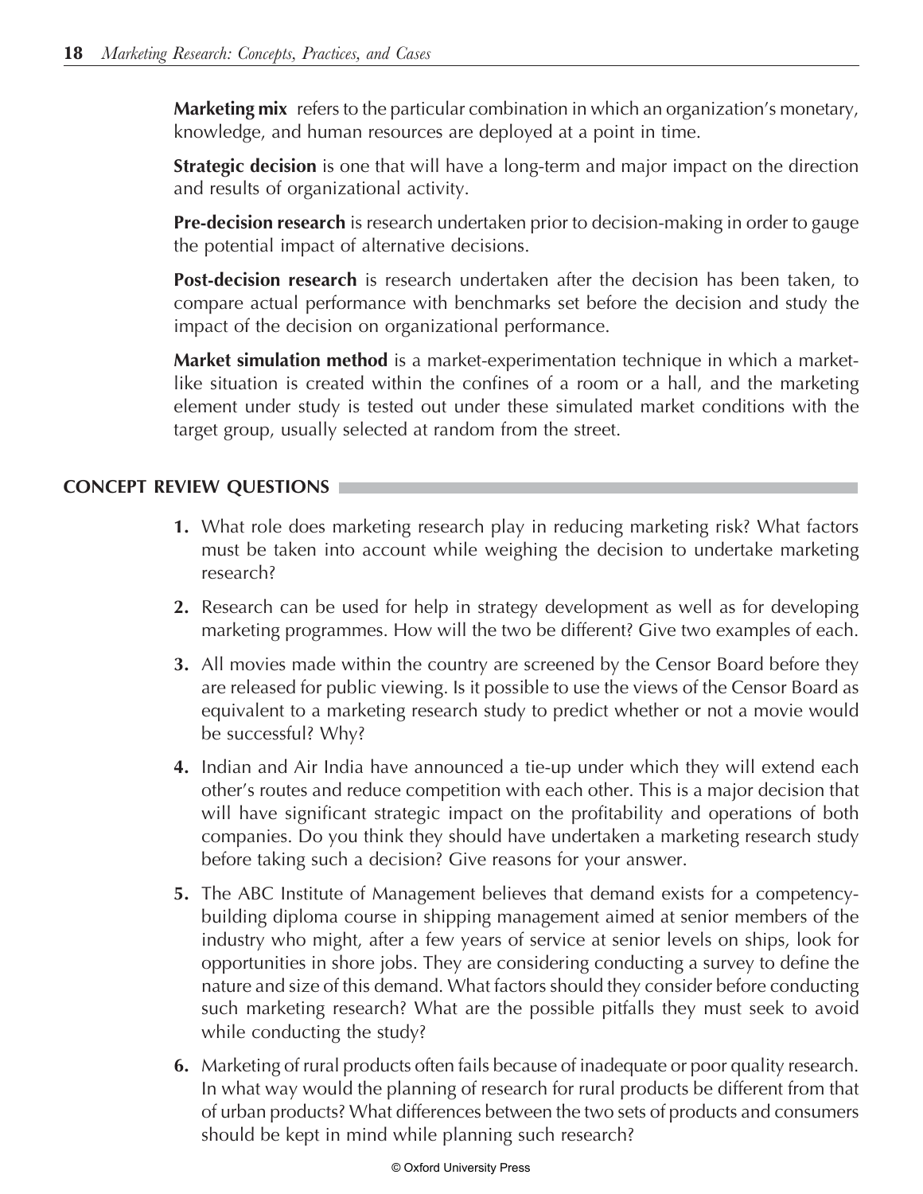**Marketing mix** refers to the particular combination in which an organization's monetary, knowledge, and human resources are deployed at a point in time.

**Strategic decision** is one that will have a long-term and major impact on the direction and results of organizational activity.

**Pre-decision research** is research undertaken prior to decision-making in order to gauge the potential impact of alternative decisions.

**Post-decision research** is research undertaken after the decision has been taken, to compare actual performance with benchmarks set before the decision and study the impact of the decision on organizational performance.

**Market simulation method** is a market-experimentation technique in which a market-like situation is created within the confines of a room or a hall, and the marketing element under study is tested out under these simulated market conditions with the target group, usually selected at random from the street.

## CONCEPT REVIEW QUESTIONS

1. What role does marketing research play in reducing marketing risk? What factors must be taken into account while weighing the decision to undertake marketing research?
2. Research can be used for help in strategy development as well as for developing marketing programmes. How will the two be different? Give two examples of each.
3. All movies made within the country are screened by the Censor Board before they are released for public viewing. Is it possible to use the views of the Censor Board as equivalent to a marketing research study to predict whether or not a movie would be successful? Why?
4. Indian and Air India have announced a tie-up under which they will extend each other's routes and reduce competition with each other. This is a major decision that will have significant strategic impact on the profitability and operations of both companies. Do you think they should have undertaken a marketing research study before taking such a decision? Give reasons for your answer.
5. The ABC Institute of Management believes that demand exists for a competency-building diploma course in shipping management aimed at senior members of the industry who might, after a few years of service at senior levels on ships, look for opportunities in shore jobs. They are considering conducting a survey to define the nature and size of this demand. What factors should they consider before conducting such marketing research? What are the possible pitfalls they must seek to avoid while conducting the study?
6. Marketing of rural products often fails because of inadequate or poor quality research. In what way would the planning of research for rural products be different from that of urban products? What differences between the two sets of products and consumers should be kept in mind while planning such research?

© Oxford University Press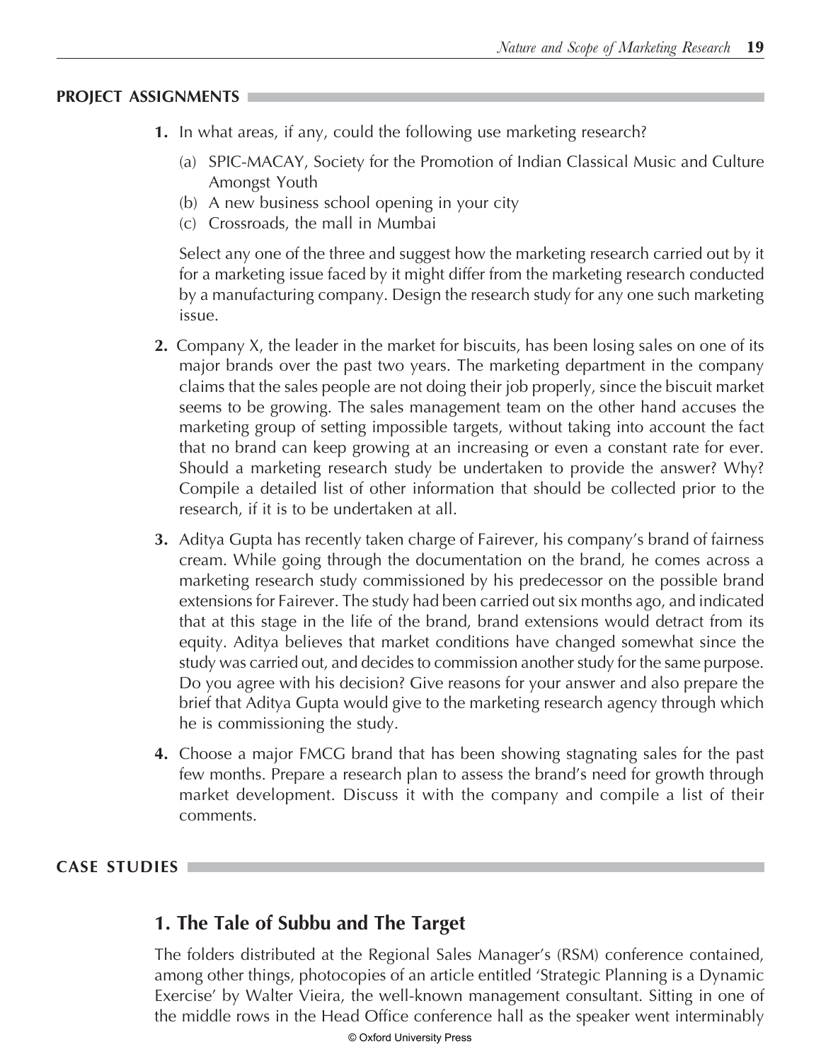## PROJECT ASSIGNMENTS

1. In what areas, if any, could the following use marketing research?

   (a) SPIC-MACAY, Society for the Promotion of Indian Classical Music and Culture Amongst Youth

   (b) A new business school opening in your city

   (c) Crossroads, the mall in Mumbai

   Select any one of the three and suggest how the marketing research carried out by it for a marketing issue faced by it might differ from the marketing research conducted by a manufacturing company. Design the research study for any one such marketing issue.

2. Company X, the leader in the market for biscuits, has been losing sales on one of its major brands over the past two years. The marketing department in the company claims that the sales people are not doing their job properly, since the biscuit market seems to be growing. The sales management team on the other hand accuses the marketing group of setting impossible targets, without taking into account the fact that no brand can keep growing at an increasing or even a constant rate for ever. Should a marketing research study be undertaken to provide the answer? Why? Compile a detailed list of other information that should be collected prior to the research, if it is to be undertaken at all.

3. Aditya Gupta has recently taken charge of Fairever, his company's brand of fairness cream. While going through the documentation on the brand, he comes across a marketing research study commissioned by his predecessor on the possible brand extensions for Fairever. The study had been carried out six months ago, and indicated that at this stage in the life of the brand, brand extensions would detract from its equity. Aditya believes that market conditions have changed somewhat since the study was carried out, and decides to commission another study for the same purpose. Do you agree with his decision? Give reasons for your answer and also prepare the brief that Aditya Gupta would give to the marketing research agency through which he is commissioning the study.

4. Choose a major FMCG brand that has been showing stagnating sales for the past few months. Prepare a research plan to assess the brand's need for growth through market development. Discuss it with the company and compile a list of their comments.

## CASE STUDIES

### 1. The Tale of Subbu and The Target

The folders distributed at the Regional Sales Manager's (RSM) conference contained, among other things, photocopies of an article entitled 'Strategic Planning is a Dynamic Exercise' by Walter Vieira, the well-known management consultant. Sitting in one of the middle rows in the Head Office conference hall as the speaker went interminably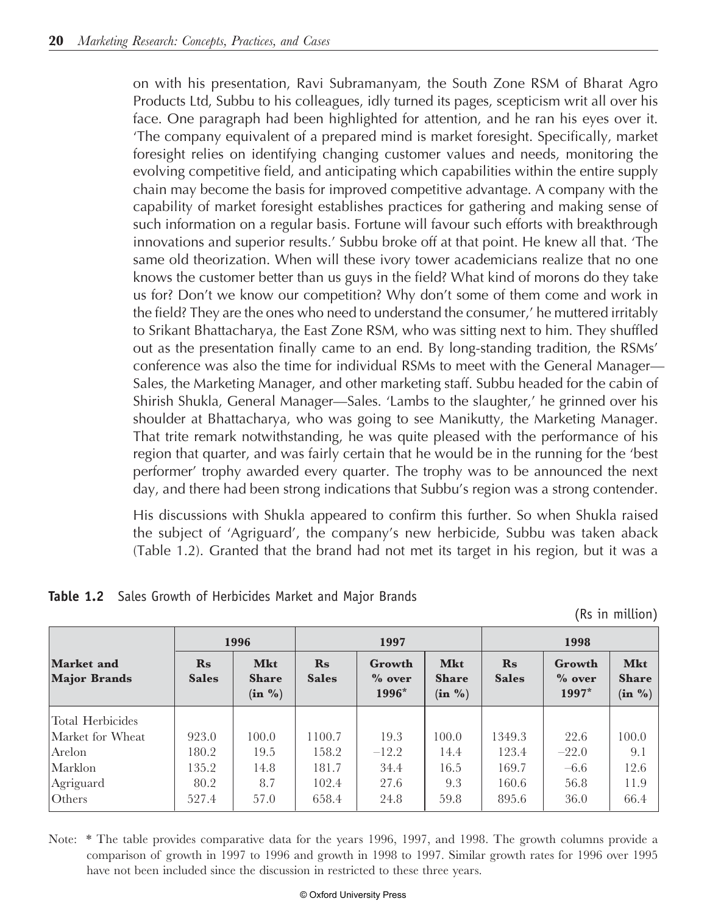on with his presentation, Ravi Subramanyam, the South Zone RSM of Bharat Agro Products Ltd, Subbu to his colleagues, idly turned its pages, scepticism writ all over his face. One paragraph had been highlighted for attention, and he ran his eyes over it. 'The company equivalent of a prepared mind is market foresight. Specifically, market foresight relies on identifying changing customer values and needs, monitoring the evolving competitive field, and anticipating which capabilities within the entire supply chain may become the basis for improved competitive advantage. A company with the capability of market foresight establishes practices for gathering and making sense of such information on a regular basis. Fortune will favour such efforts with breakthrough innovations and superior results.' Subbu broke off at that point. He knew all that. 'The same old theorization. When will these ivory tower academicians realize that no one knows the customer better than us guys in the field? What kind of morons do they take us for? Don't we know our competition? Why don't some of them come and work in the field? They are the ones who need to understand the consumer,' he muttered irritably to Srikant Bhattacharya, the East Zone RSM, who was sitting next to him. They shuffled out as the presentation finally came to an end. By long-standing tradition, the RSMs' conference was also the time for individual RSMs to meet with the General Manager—Sales, the Marketing Manager, and other marketing staff. Subbu headed for the cabin of Shirish Shukla, General Manager—Sales. 'Lambs to the slaughter,' he grinned over his shoulder at Bhattacharya, who was going to see Manikutty, the Marketing Manager. That trite remark notwithstanding, he was quite pleased with the performance of his region that quarter, and was fairly certain that he would be in the running for the 'best performer' trophy awarded every quarter. The trophy was to be announced the next day, and there had been strong indications that Subbu's region was a strong contender.

His discussions with Shukla appeared to confirm this further. So when Shukla raised the subject of 'Agriguard', the company's new herbicide, Subbu was taken aback (Table 1.2). Granted that the brand had not met its target in his region, but it was a

**Table 1.2** Sales Growth of Herbicides Market and Major Brands

(Rs in million)

| Market and Major Brands | 1996 | | 1997 | | | 1998 | | |
|---|---|---|---|---|---|---|---|---|
| | Rs Sales | Mkt Share (in %) | Rs Sales | Growth % over 1996* | Mkt Share (in %) | Rs Sales | Growth % over 1997* | Mkt Share (in %) |
| Total Herbicides Market for Wheat | 923.0 | 100.0 | 1100.7 | 19.3 | 100.0 | 1349.3 | 22.6 | 100.0 |
| Arelon | 180.2 | 19.5 | 158.2 | −12.2 | 14.4 | 123.4 | −22.0 | 9.1 |
| Marklon | 135.2 | 14.8 | 181.7 | 34.4 | 16.5 | 169.7 | −6.6 | 12.6 |
| Agriguard | 80.2 | 8.7 | 102.4 | 27.6 | 9.3 | 160.6 | 56.8 | 11.9 |
| Others | 527.4 | 57.0 | 658.4 | 24.8 | 59.8 | 895.6 | 36.0 | 66.4 |

Note: * The table provides comparative data for the years 1996, 1997, and 1998. The growth columns provide a comparison of growth in 1997 to 1996 and growth in 1998 to 1997. Similar growth rates for 1996 over 1995 have not been included since the discussion in restricted to these three years.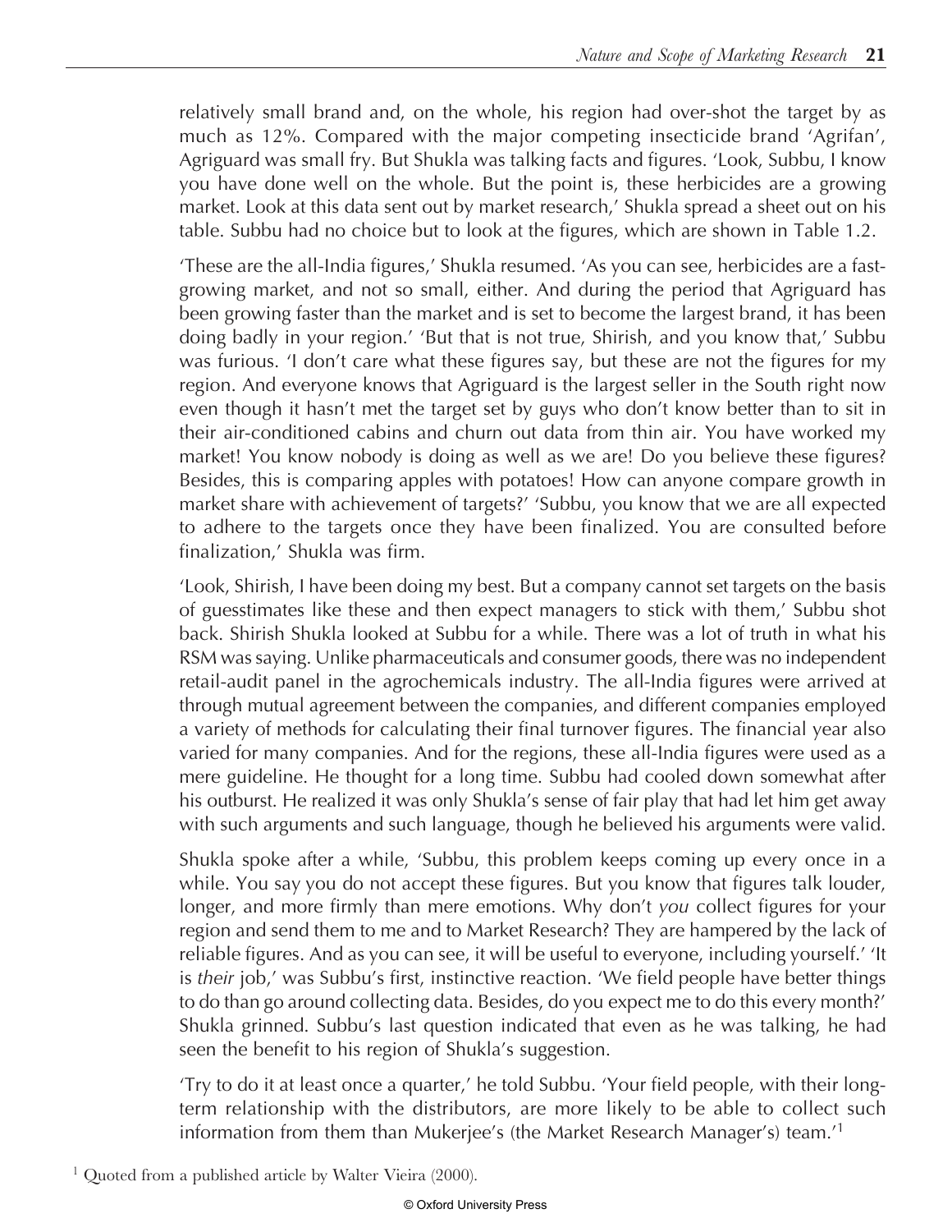relatively small brand and, on the whole, his region had over-shot the target by as much as 12%. Compared with the major competing insecticide brand 'Agrifan', Agriguard was small fry. But Shukla was talking facts and figures. 'Look, Subbu, I know you have done well on the whole. But the point is, these herbicides are a growing market. Look at this data sent out by market research,' Shukla spread a sheet out on his table. Subbu had no choice but to look at the figures, which are shown in Table 1.2.

'These are the all-India figures,' Shukla resumed. 'As you can see, herbicides are a fast-growing market, and not so small, either. And during the period that Agriguard has been growing faster than the market and is set to become the largest brand, it has been doing badly in your region.' 'But that is not true, Shirish, and you know that,' Subbu was furious. 'I don't care what these figures say, but these are not the figures for my region. And everyone knows that Agriguard is the largest seller in the South right now even though it hasn't met the target set by guys who don't know better than to sit in their air-conditioned cabins and churn out data from thin air. You have worked my market! You know nobody is doing as well as we are! Do you believe these figures? Besides, this is comparing apples with potatoes! How can anyone compare growth in market share with achievement of targets?' 'Subbu, you know that we are all expected to adhere to the targets once they have been finalized. You are consulted before finalization,' Shukla was firm.

'Look, Shirish, I have been doing my best. But a company cannot set targets on the basis of guesstimates like these and then expect managers to stick with them,' Subbu shot back. Shirish Shukla looked at Subbu for a while. There was a lot of truth in what his RSM was saying. Unlike pharmaceuticals and consumer goods, there was no independent retail-audit panel in the agrochemicals industry. The all-India figures were arrived at through mutual agreement between the companies, and different companies employed a variety of methods for calculating their final turnover figures. The financial year also varied for many companies. And for the regions, these all-India figures were used as a mere guideline. He thought for a long time. Subbu had cooled down somewhat after his outburst. He realized it was only Shukla's sense of fair play that had let him get away with such arguments and such language, though he believed his arguments were valid.

Shukla spoke after a while, 'Subbu, this problem keeps coming up every once in a while. You say you do not accept these figures. But you know that figures talk louder, longer, and more firmly than mere emotions. Why don't *you* collect figures for your region and send them to me and to Market Research? They are hampered by the lack of reliable figures. And as you can see, it will be useful to everyone, including yourself.' 'It is *their* job,' was Subbu's first, instinctive reaction. 'We field people have better things to do than go around collecting data. Besides, do you expect me to do this every month?' Shukla grinned. Subbu's last question indicated that even as he was talking, he had seen the benefit to his region of Shukla's suggestion.

'Try to do it at least once a quarter,' he told Subbu. 'Your field people, with their long-term relationship with the distributors, are more likely to be able to collect such information from them than Mukerjee's (the Market Research Manager's) team.'[1]

[1] Quoted from a published article by Walter Vieira (2000).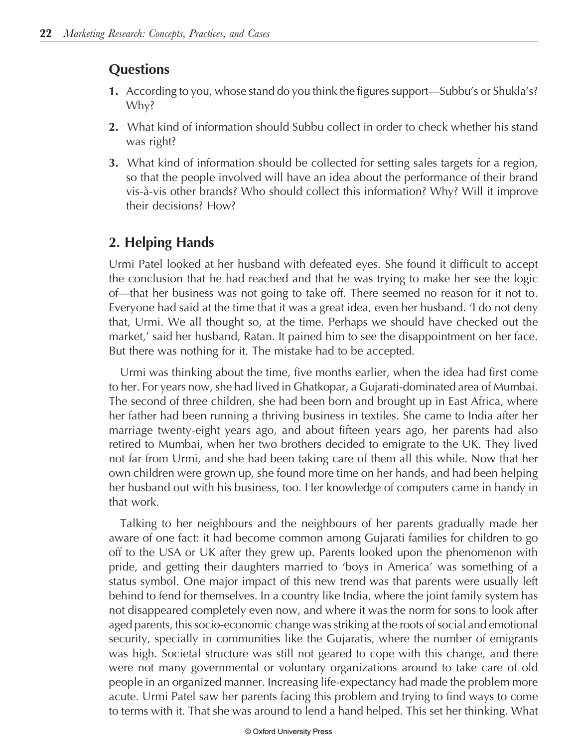## Questions

1. According to you, whose stand do you think the figures support—Subbu's or Shukla's? Why?
2. What kind of information should Subbu collect in order to check whether his stand was right?
3. What kind of information should be collected for setting sales targets for a region, so that the people involved will have an idea about the performance of their brand vis-à-vis other brands? Who should collect this information? Why? Will it improve their decisions? How?

## 2. Helping Hands

Urmi Patel looked at her husband with defeated eyes. She found it difficult to accept the conclusion that he had reached and that he was trying to make her see the logic of—that her business was not going to take off. There seemed no reason for it not to. Everyone had said at the time that it was a great idea, even her husband. 'I do not deny that, Urmi. We all thought so, at the time. Perhaps we should have checked out the market,' said her husband, Ratan. It pained him to see the disappointment on her face. But there was nothing for it. The mistake had to be accepted.

Urmi was thinking about the time, five months earlier, when the idea had first come to her. For years now, she had lived in Ghatkopar, a Gujarati-dominated area of Mumbai. The second of three children, she had been born and brought up in East Africa, where her father had been running a thriving business in textiles. She came to India after her marriage twenty-eight years ago, and about fifteen years ago, her parents had also retired to Mumbai, when her two brothers decided to emigrate to the UK. They lived not far from Urmi, and she had been taking care of them all this while. Now that her own children were grown up, she found more time on her hands, and had been helping her husband out with his business, too. Her knowledge of computers came in handy in that work.

Talking to her neighbours and the neighbours of her parents gradually made her aware of one fact: it had become common among Gujarati families for children to go off to the USA or UK after they grew up. Parents looked upon the phenomenon with pride, and getting their daughters married to 'boys in America' was something of a status symbol. One major impact of this new trend was that parents were usually left behind to fend for themselves. In a country like India, where the joint family system has not disappeared completely even now, and where it was the norm for sons to look after aged parents, this socio-economic change was striking at the roots of social and emotional security, specially in communities like the Gujaratis, where the number of emigrants was high. Societal structure was still not geared to cope with this change, and there were not many governmental or voluntary organizations around to take care of old people in an organized manner. Increasing life-expectancy had made the problem more acute. Urmi Patel saw her parents facing this problem and trying to find ways to come to terms with it. That she was around to lend a hand helped. This set her thinking. What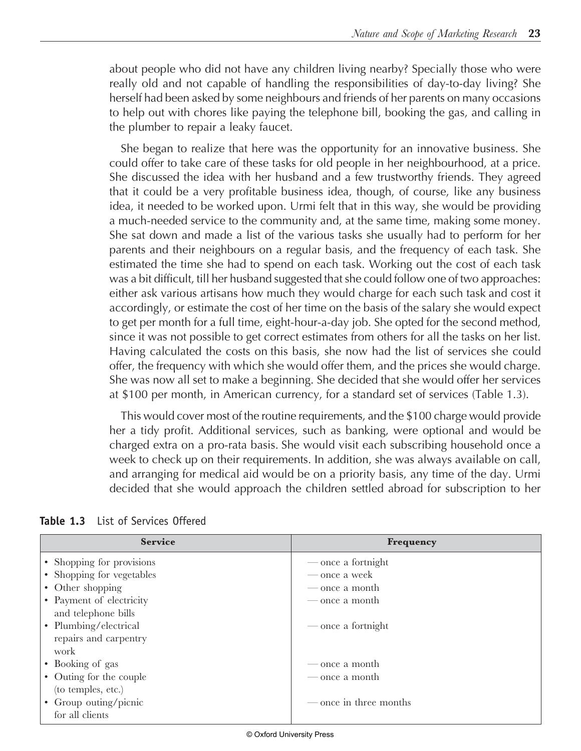about people who did not have any children living nearby? Specially those who were really old and not capable of handling the responsibilities of day-to-day living? She herself had been asked by some neighbours and friends of her parents on many occasions to help out with chores like paying the telephone bill, booking the gas, and calling in the plumber to repair a leaky faucet.

She began to realize that here was the opportunity for an innovative business. She could offer to take care of these tasks for old people in her neighbourhood, at a price. She discussed the idea with her husband and a few trustworthy friends. They agreed that it could be a very profitable business idea, though, of course, like any business idea, it needed to be worked upon. Urmi felt that in this way, she would be providing a much-needed service to the community and, at the same time, making some money. She sat down and made a list of the various tasks she usually had to perform for her parents and their neighbours on a regular basis, and the frequency of each task. She estimated the time she had to spend on each task. Working out the cost of each task was a bit difficult, till her husband suggested that she could follow one of two approaches: either ask various artisans how much they would charge for each such task and cost it accordingly, or estimate the cost of her time on the basis of the salary she would expect to get per month for a full time, eight-hour-a-day job. She opted for the second method, since it was not possible to get correct estimates from others for all the tasks on her list. Having calculated the costs on this basis, she now had the list of services she could offer, the frequency with which she would offer them, and the prices she would charge. She was now all set to make a beginning. She decided that she would offer her services at $100 per month, in American currency, for a standard set of services (Table 1.3).

This would cover most of the routine requirements, and the $100 charge would provide her a tidy profit. Additional services, such as banking, were optional and would be charged extra on a pro-rata basis. She would visit each subscribing household once a week to check up on their requirements. In addition, she was always available on call, and arranging for medical aid would be on a priority basis, any time of the day. Urmi decided that she would approach the children settled abroad for subscription to her

**Table 1.3** List of Services Offered

| Service | Frequency |
|---|---|
| • Shopping for provisions | — once a fortnight |
| • Shopping for vegetables | — once a week |
| • Other shopping | — once a month |
| • Payment of electricity and telephone bills | — once a month |
| • Plumbing/electrical repairs and carpentry work | — once a fortnight |
| • Booking of gas | — once a month |
| • Outing for the couple (to temples, etc.) | — once a month |
| • Group outing/picnic for all clients | — once in three months |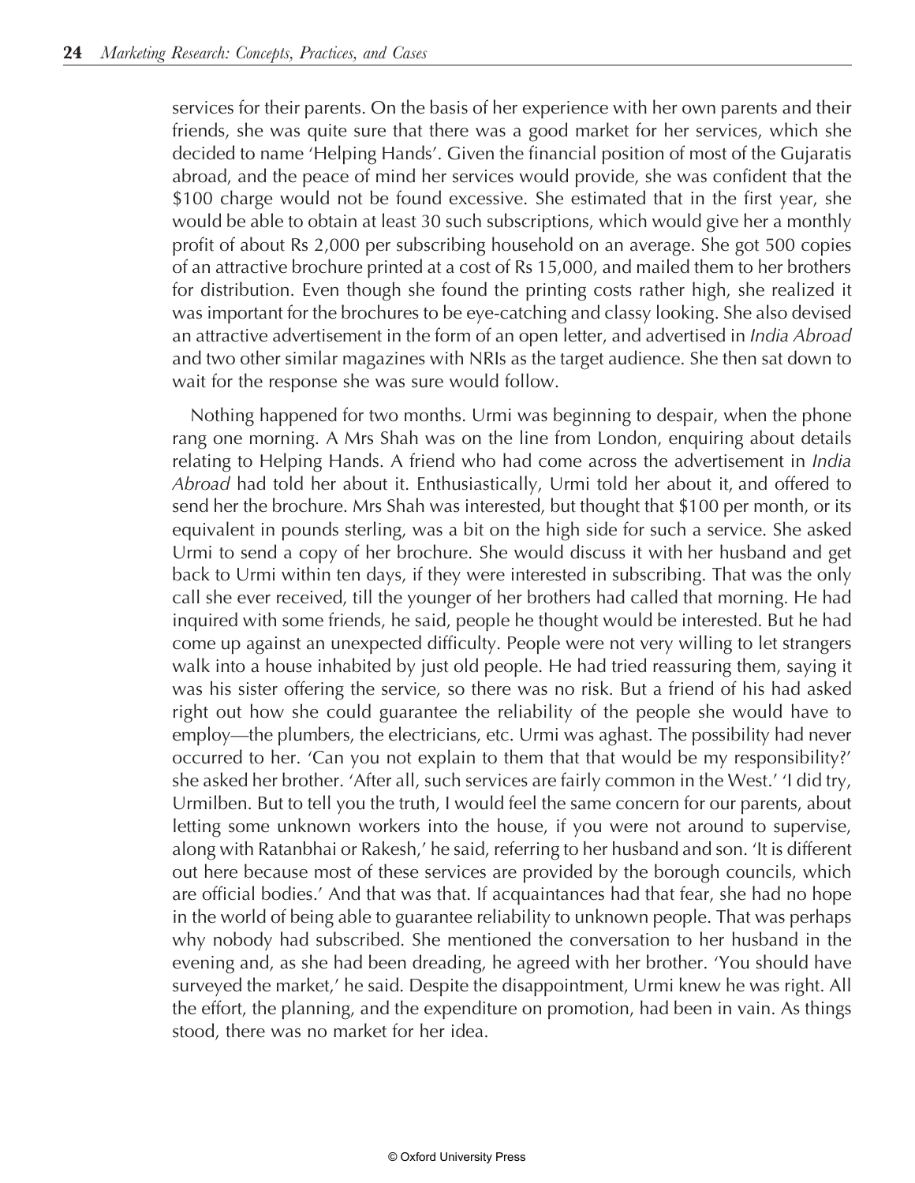services for their parents. On the basis of her experience with her own parents and their friends, she was quite sure that there was a good market for her services, which she decided to name 'Helping Hands'. Given the financial position of most of the Gujaratis abroad, and the peace of mind her services would provide, she was confident that the $100 charge would not be found excessive. She estimated that in the first year, she would be able to obtain at least 30 such subscriptions, which would give her a monthly profit of about Rs 2,000 per subscribing household on an average. She got 500 copies of an attractive brochure printed at a cost of Rs 15,000, and mailed them to her brothers for distribution. Even though she found the printing costs rather high, she realized it was important for the brochures to be eye-catching and classy looking. She also devised an attractive advertisement in the form of an open letter, and advertised in *India Abroad* and two other similar magazines with NRIs as the target audience. She then sat down to wait for the response she was sure would follow.

Nothing happened for two months. Urmi was beginning to despair, when the phone rang one morning. A Mrs Shah was on the line from London, enquiring about details relating to Helping Hands. A friend who had come across the advertisement in *India Abroad* had told her about it. Enthusiastically, Urmi told her about it, and offered to send her the brochure. Mrs Shah was interested, but thought that $100 per month, or its equivalent in pounds sterling, was a bit on the high side for such a service. She asked Urmi to send a copy of her brochure. She would discuss it with her husband and get back to Urmi within ten days, if they were interested in subscribing. That was the only call she ever received, till the younger of her brothers had called that morning. He had inquired with some friends, he said, people he thought would be interested. But he had come up against an unexpected difficulty. People were not very willing to let strangers walk into a house inhabited by just old people. He had tried reassuring them, saying it was his sister offering the service, so there was no risk. But a friend of his had asked right out how she could guarantee the reliability of the people she would have to employ—the plumbers, the electricians, etc. Urmi was aghast. The possibility had never occurred to her. 'Can you not explain to them that that would be my responsibility?' she asked her brother. 'After all, such services are fairly common in the West.' 'I did try, Urmilben. But to tell you the truth, I would feel the same concern for our parents, about letting some unknown workers into the house, if you were not around to supervise, along with Ratanbhai or Rakesh,' he said, referring to her husband and son. 'It is different out here because most of these services are provided by the borough councils, which are official bodies.' And that was that. If acquaintances had that fear, she had no hope in the world of being able to guarantee reliability to unknown people. That was perhaps why nobody had subscribed. She mentioned the conversation to her husband in the evening and, as she had been dreading, he agreed with her brother. 'You should have surveyed the market,' he said. Despite the disappointment, Urmi knew he was right. All the effort, the planning, and the expenditure on promotion, had been in vain. As things stood, there was no market for her idea.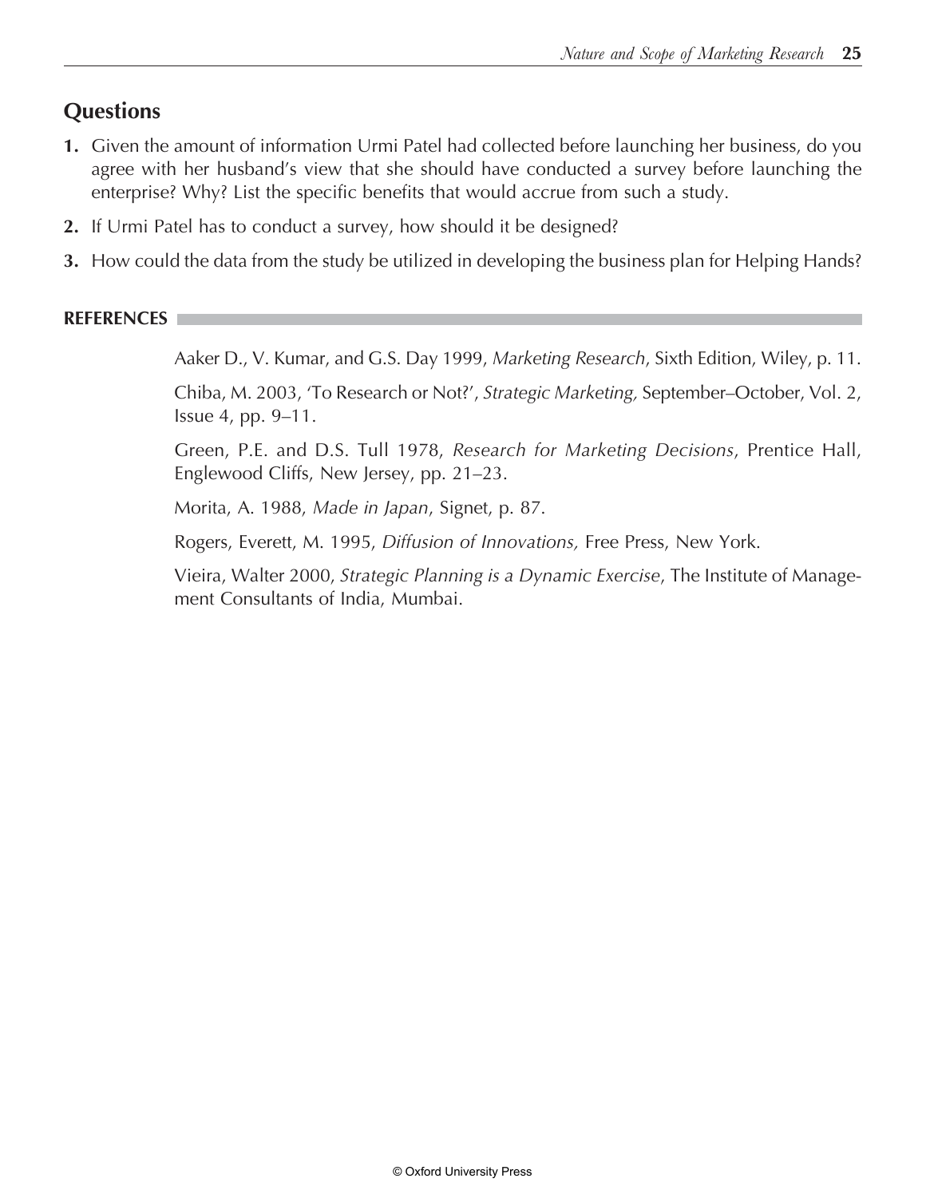## Questions

1. Given the amount of information Urmi Patel had collected before launching her business, do you agree with her husband's view that she should have conducted a survey before launching the enterprise? Why? List the specific benefits that would accrue from such a study.
2. If Urmi Patel has to conduct a survey, how should it be designed?
3. How could the data from the study be utilized in developing the business plan for Helping Hands?

## REFERENCES

Aaker D., V. Kumar, and G.S. Day 1999, *Marketing Research*, Sixth Edition, Wiley, p. 11.

Chiba, M. 2003, 'To Research or Not?', *Strategic Marketing,* September–October, Vol. 2, Issue 4, pp. 9–11.

Green, P.E. and D.S. Tull 1978, *Research for Marketing Decisions*, Prentice Hall, Englewood Cliffs, New Jersey, pp. 21–23.

Morita, A. 1988, *Made in Japan*, Signet, p. 87.

Rogers, Everett, M. 1995, *Diffusion of Innovations,* Free Press, New York.

Vieira, Walter 2000, *Strategic Planning is a Dynamic Exercise*, The Institute of Management Consultants of India, Mumbai.

© Oxford University Press